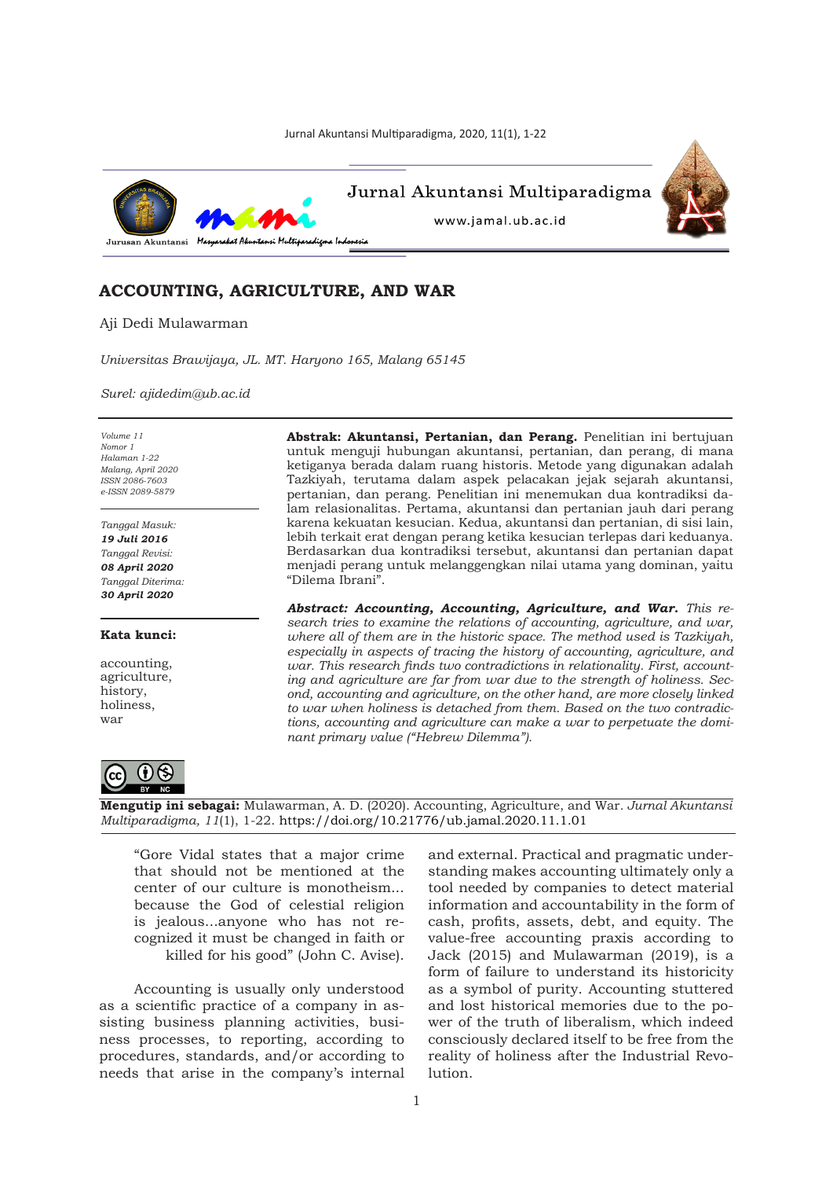# ACCOUNTING, AGRICULTURE, AND WAR

Aji Dedi Mulawarman

*Universitas Brawijaya, JL. MT. Haryono 165, Malang 65145*

*Surel: ajidedim@ub.ac.id*

*Volume 11*
*Nomor 1*
*Halaman 1-22*
*Malang, April 2020*
*ISSN 2086-7603*
*e-ISSN 2089-5879*

*Tanggal Masuk:*
***19 Juli 2016***
*Tanggal Revisi:*
***08 April 2020***
*Tanggal Diterima:*
***30 April 2020***

**Kata kunci:**

accounting,
agriculture,
history,
holiness,
war

**Abstrak: Akuntansi, Pertanian, dan Perang.** Penelitian ini bertujuan untuk menguji hubungan akuntansi, pertanian, dan perang, di mana ketiganya berada dalam ruang historis. Metode yang digunakan adalah Tazkiyah, terutama dalam aspek pelacakan jejak sejarah akuntansi, pertanian, dan perang. Penelitian ini menemukan dua kontradiksi dalam relasionalitas. Pertama, akuntansi dan pertanian jauh dari perang karena kekuatan kesucian. Kedua, akuntansi dan pertanian, di sisi lain, lebih terkait erat dengan perang ketika kesucian terlepas dari keduanya. Berdasarkan dua kontradiksi tersebut, akuntansi dan pertanian dapat menjadi perang untuk melanggengkan nilai utama yang dominan, yaitu "Dilema Ibrani".

***Abstract: Accounting, Accounting, Agriculture, and War.*** *This research tries to examine the relations of accounting, agriculture, and war, where all of them are in the historic space. The method used is Tazkiyah, especially in aspects of tracing the history of accounting, agriculture, and war. This research finds two contradictions in relationality. First, accounting and agriculture are far from war due to the strength of holiness. Second, accounting and agriculture, on the other hand, are more closely linked to war when holiness is detached from them. Based on the two contradictions, accounting and agriculture can make a war to perpetuate the dominant primary value ("Hebrew Dilemma").*

**Mengutip ini sebagai:** Mulawarman, A. D. (2020). Accounting, Agriculture, and War. *Jurnal Akuntansi Multiparadigma, 11*(1), 1-22. https://doi.org/10.21776/ub.jamal.2020.11.1.01

> "Gore Vidal states that a major crime that should not be mentioned at the center of our culture is monotheism... because the God of celestial religion is jealous...anyone who has not recognized it must be changed in faith or killed for his good" (John C. Avise).

Accounting is usually only understood as a scientific practice of a company in assisting business planning activities, business processes, to reporting, according to procedures, standards, and/or according to needs that arise in the company's internal and external. Practical and pragmatic understanding makes accounting ultimately only a tool needed by companies to detect material information and accountability in the form of cash, profits, assets, debt, and equity. The value-free accounting praxis according to Jack (2015) and Mulawarman (2019), is a form of failure to understand its historicity as a symbol of purity. Accounting stuttered and lost historical memories due to the power of the truth of liberalism, which indeed consciously declared itself to be free from the reality of holiness after the Industrial Revolution.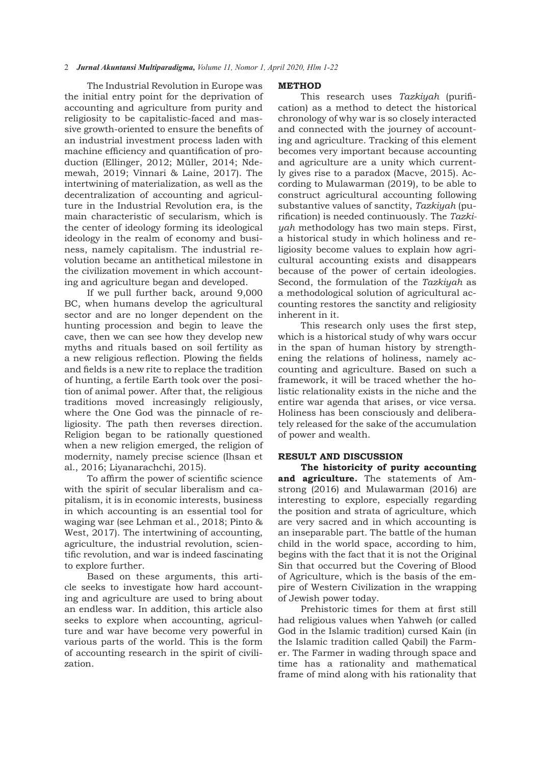The Industrial Revolution in Europe was the initial entry point for the deprivation of accounting and agriculture from purity and religiosity to be capitalistic-faced and massive growth-oriented to ensure the benefits of an industrial investment process laden with machine efficiency and quantification of production (Ellinger, 2012; Müller, 2014; Ndemewah, 2019; Vinnari & Laine, 2017). The intertwining of materialization, as well as the decentralization of accounting and agriculture in the Industrial Revolution era, is the main characteristic of secularism, which is the center of ideology forming its ideological ideology in the realm of economy and business, namely capitalism. The industrial revolution became an antithetical milestone in the civilization movement in which accounting and agriculture began and developed.

If we pull further back, around 9,000 BC, when humans develop the agricultural sector and are no longer dependent on the hunting procession and begin to leave the cave, then we can see how they develop new myths and rituals based on soil fertility as a new religious reflection. Plowing the fields and fields is a new rite to replace the tradition of hunting, a fertile Earth took over the position of animal power. After that, the religious traditions moved increasingly religiously, where the One God was the pinnacle of religiosity. The path then reverses direction. Religion began to be rationally questioned when a new religion emerged, the religion of modernity, namely precise science (Ihsan et al., 2016; Liyanarachchi, 2015).

To affirm the power of scientific science with the spirit of secular liberalism and capitalism, it is in economic interests, business in which accounting is an essential tool for waging war (see Lehman et al., 2018; Pinto & West, 2017). The intertwining of accounting, agriculture, the industrial revolution, scientific revolution, and war is indeed fascinating to explore further.

Based on these arguments, this article seeks to investigate how hard accounting and agriculture are used to bring about an endless war. In addition, this article also seeks to explore when accounting, agriculture and war have become very powerful in various parts of the world. This is the form of accounting research in the spirit of civilization.

## METHOD

This research uses *Tazkiyah* (purification) as a method to detect the historical chronology of why war is so closely interacted and connected with the journey of accounting and agriculture. Tracking of this element becomes very important because accounting and agriculture are a unity which currently gives rise to a paradox (Macve, 2015). According to Mulawarman (2019), to be able to construct agricultural accounting following substantive values of sanctity, *Tazkiyah* (purification) is needed continuously. The *Tazkiyah* methodology has two main steps. First, a historical study in which holiness and religiosity become values to explain how agricultural accounting exists and disappears because of the power of certain ideologies. Second, the formulation of the *Tazkiyah* as a methodological solution of agricultural accounting restores the sanctity and religiosity inherent in it.

This research only uses the first step, which is a historical study of why wars occur in the span of human history by strengthening the relations of holiness, namely accounting and agriculture. Based on such a framework, it will be traced whether the holistic relationality exists in the niche and the entire war agenda that arises, or vice versa. Holiness has been consciously and deliberately released for the sake of the accumulation of power and wealth.

## RESULT AND DISCUSSION

**The historicity of purity accounting and agriculture.** The statements of Amstrong (2016) and Mulawarman (2016) are interesting to explore, especially regarding the position and strata of agriculture, which are very sacred and in which accounting is an inseparable part. The battle of the human child in the world space, according to him, begins with the fact that it is not the Original Sin that occurred but the Covering of Blood of Agriculture, which is the basis of the empire of Western Civilization in the wrapping of Jewish power today.

Prehistoric times for them at first still had religious values when Yahweh (or called God in the Islamic tradition) cursed Kain (in the Islamic tradition called Qabil) the Farmer. The Farmer in wading through space and time has a rationality and mathematical frame of mind along with his rationality that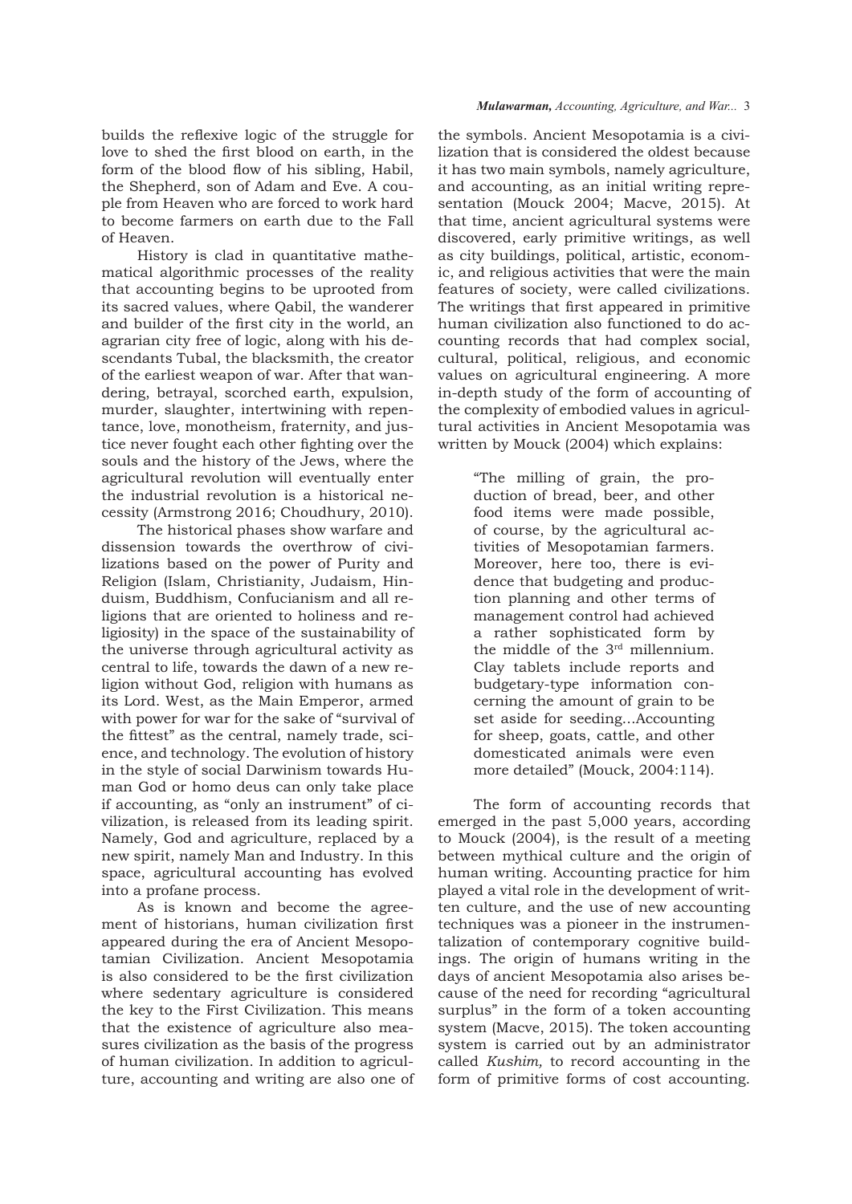builds the reflexive logic of the struggle for love to shed the first blood on earth, in the form of the blood flow of his sibling, Habil, the Shepherd, son of Adam and Eve. A couple from Heaven who are forced to work hard to become farmers on earth due to the Fall of Heaven.

History is clad in quantitative mathematical algorithmic processes of the reality that accounting begins to be uprooted from its sacred values, where Qabil, the wanderer and builder of the first city in the world, an agrarian city free of logic, along with his descendants Tubal, the blacksmith, the creator of the earliest weapon of war. After that wandering, betrayal, scorched earth, expulsion, murder, slaughter, intertwining with repentance, love, monotheism, fraternity, and justice never fought each other fighting over the souls and the history of the Jews, where the agricultural revolution will eventually enter the industrial revolution is a historical necessity (Armstrong 2016; Choudhury, 2010).

The historical phases show warfare and dissension towards the overthrow of civilizations based on the power of Purity and Religion (Islam, Christianity, Judaism, Hinduism, Buddhism, Confucianism and all religions that are oriented to holiness and religiosity) in the space of the sustainability of the universe through agricultural activity as central to life, towards the dawn of a new religion without God, religion with humans as its Lord. West, as the Main Emperor, armed with power for war for the sake of "survival of the fittest" as the central, namely trade, science, and technology. The evolution of history in the style of social Darwinism towards Human God or homo deus can only take place if accounting, as "only an instrument" of civilization, is released from its leading spirit. Namely, God and agriculture, replaced by a new spirit, namely Man and Industry. In this space, agricultural accounting has evolved into a profane process.

As is known and become the agreement of historians, human civilization first appeared during the era of Ancient Mesopotamian Civilization. Ancient Mesopotamia is also considered to be the first civilization where sedentary agriculture is considered the key to the First Civilization. This means that the existence of agriculture also measures civilization as the basis of the progress of human civilization. In addition to agriculture, accounting and writing are also one of the symbols. Ancient Mesopotamia is a civilization that is considered the oldest because it has two main symbols, namely agriculture, and accounting, as an initial writing representation (Mouck 2004; Macve, 2015). At that time, ancient agricultural systems were discovered, early primitive writings, as well as city buildings, political, artistic, economic, and religious activities that were the main features of society, were called civilizations. The writings that first appeared in primitive human civilization also functioned to do accounting records that had complex social, cultural, political, religious, and economic values on agricultural engineering. A more in-depth study of the form of accounting of the complexity of embodied values in agricultural activities in Ancient Mesopotamia was written by Mouck (2004) which explains:

> "The milling of grain, the production of bread, beer, and other food items were made possible, of course, by the agricultural activities of Mesopotamian farmers. Moreover, here too, there is evidence that budgeting and production planning and other terms of management control had achieved a rather sophisticated form by the middle of the 3rd millennium. Clay tablets include reports and budgetary-type information concerning the amount of grain to be set aside for seeding...Accounting for sheep, goats, cattle, and other domesticated animals were even more detailed" (Mouck, 2004:114).

The form of accounting records that emerged in the past 5,000 years, according to Mouck (2004), is the result of a meeting between mythical culture and the origin of human writing. Accounting practice for him played a vital role in the development of written culture, and the use of new accounting techniques was a pioneer in the instrumentalization of contemporary cognitive buildings. The origin of humans writing in the days of ancient Mesopotamia also arises because of the need for recording "agricultural surplus" in the form of a token accounting system (Macve, 2015). The token accounting system is carried out by an administrator called *Kushim,* to record accounting in the form of primitive forms of cost accounting.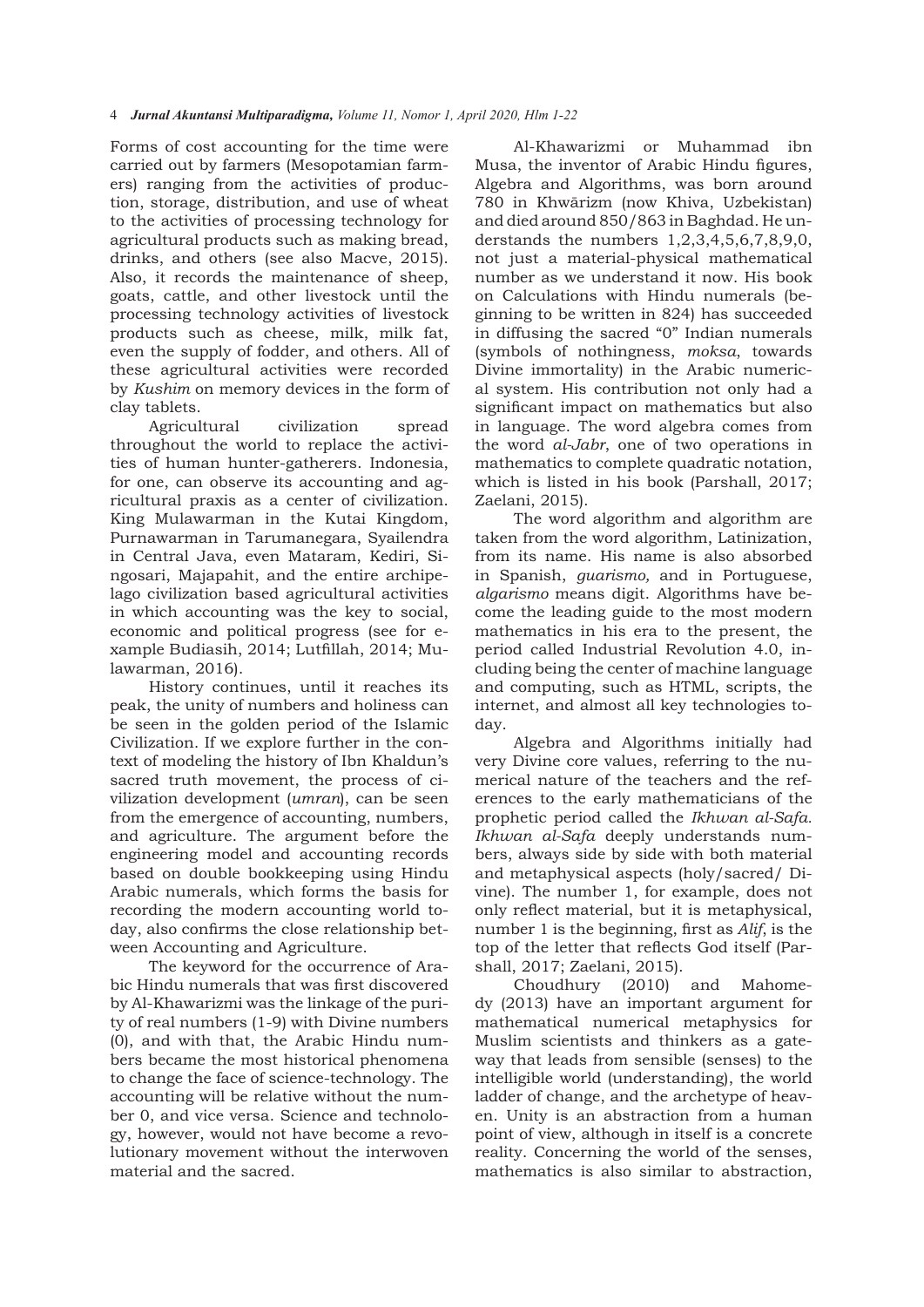Forms of cost accounting for the time were carried out by farmers (Mesopotamian farmers) ranging from the activities of production, storage, distribution, and use of wheat to the activities of processing technology for agricultural products such as making bread, drinks, and others (see also Macve, 2015). Also, it records the maintenance of sheep, goats, cattle, and other livestock until the processing technology activities of livestock products such as cheese, milk, milk fat, even the supply of fodder, and others. All of these agricultural activities were recorded by *Kushim* on memory devices in the form of clay tablets.

Agricultural civilization spread throughout the world to replace the activities of human hunter-gatherers. Indonesia, for one, can observe its accounting and agricultural praxis as a center of civilization. King Mulawarman in the Kutai Kingdom, Purnawarman in Tarumanegara, Syailendra in Central Java, even Mataram, Kediri, Singosari, Majapahit, and the entire archipelago civilization based agricultural activities in which accounting was the key to social, economic and political progress (see for example Budiasih, 2014; Lutfillah, 2014; Mulawarman, 2016).

History continues, until it reaches its peak, the unity of numbers and holiness can be seen in the golden period of the Islamic Civilization. If we explore further in the context of modeling the history of Ibn Khaldun's sacred truth movement, the process of civilization development (*umran*), can be seen from the emergence of accounting, numbers, and agriculture. The argument before the engineering model and accounting records based on double bookkeeping using Hindu Arabic numerals, which forms the basis for recording the modern accounting world today, also confirms the close relationship between Accounting and Agriculture.

The keyword for the occurrence of Arabic Hindu numerals that was first discovered by Al-Khawarizmi was the linkage of the purity of real numbers (1-9) with Divine numbers (0), and with that, the Arabic Hindu numbers became the most historical phenomena to change the face of science-technology. The accounting will be relative without the number 0, and vice versa. Science and technology, however, would not have become a revolutionary movement without the interwoven material and the sacred.

Al-Khawarizmi or Muhammad ibn Musa, the inventor of Arabic Hindu figures, Algebra and Algorithms, was born around 780 in Khwārizm (now Khiva, Uzbekistan) and died around 850/863 in Baghdad. He understands the numbers 1,2,3,4,5,6,7,8,9,0, not just a material-physical mathematical number as we understand it now. His book on Calculations with Hindu numerals (beginning to be written in 824) has succeeded in diffusing the sacred "0" Indian numerals (symbols of nothingness, *moksa*, towards Divine immortality) in the Arabic numerical system. His contribution not only had a significant impact on mathematics but also in language. The word algebra comes from the word *al-Jabr*, one of two operations in mathematics to complete quadratic notation, which is listed in his book (Parshall, 2017; Zaelani, 2015).

The word algorithm and algorithm are taken from the word algorithm, Latinization, from its name. His name is also absorbed in Spanish, *guarismo,* and in Portuguese, *algarismo* means digit. Algorithms have become the leading guide to the most modern mathematics in his era to the present, the period called Industrial Revolution 4.0, including being the center of machine language and computing, such as HTML, scripts, the internet, and almost all key technologies today.

Algebra and Algorithms initially had very Divine core values, referring to the numerical nature of the teachers and the references to the early mathematicians of the prophetic period called the *Ikhwan al-Safa. Ikhwan al-Safa* deeply understands numbers, always side by side with both material and metaphysical aspects (holy/sacred/ Divine). The number 1, for example, does not only reflect material, but it is metaphysical, number 1 is the beginning, first as *Alif*, is the top of the letter that reflects God itself (Parshall, 2017; Zaelani, 2015).

Choudhury (2010) and Mahomedy (2013) have an important argument for mathematical numerical metaphysics for Muslim scientists and thinkers as a gateway that leads from sensible (senses) to the intelligible world (understanding), the world ladder of change, and the archetype of heaven. Unity is an abstraction from a human point of view, although in itself is a concrete reality. Concerning the world of the senses, mathematics is also similar to abstraction,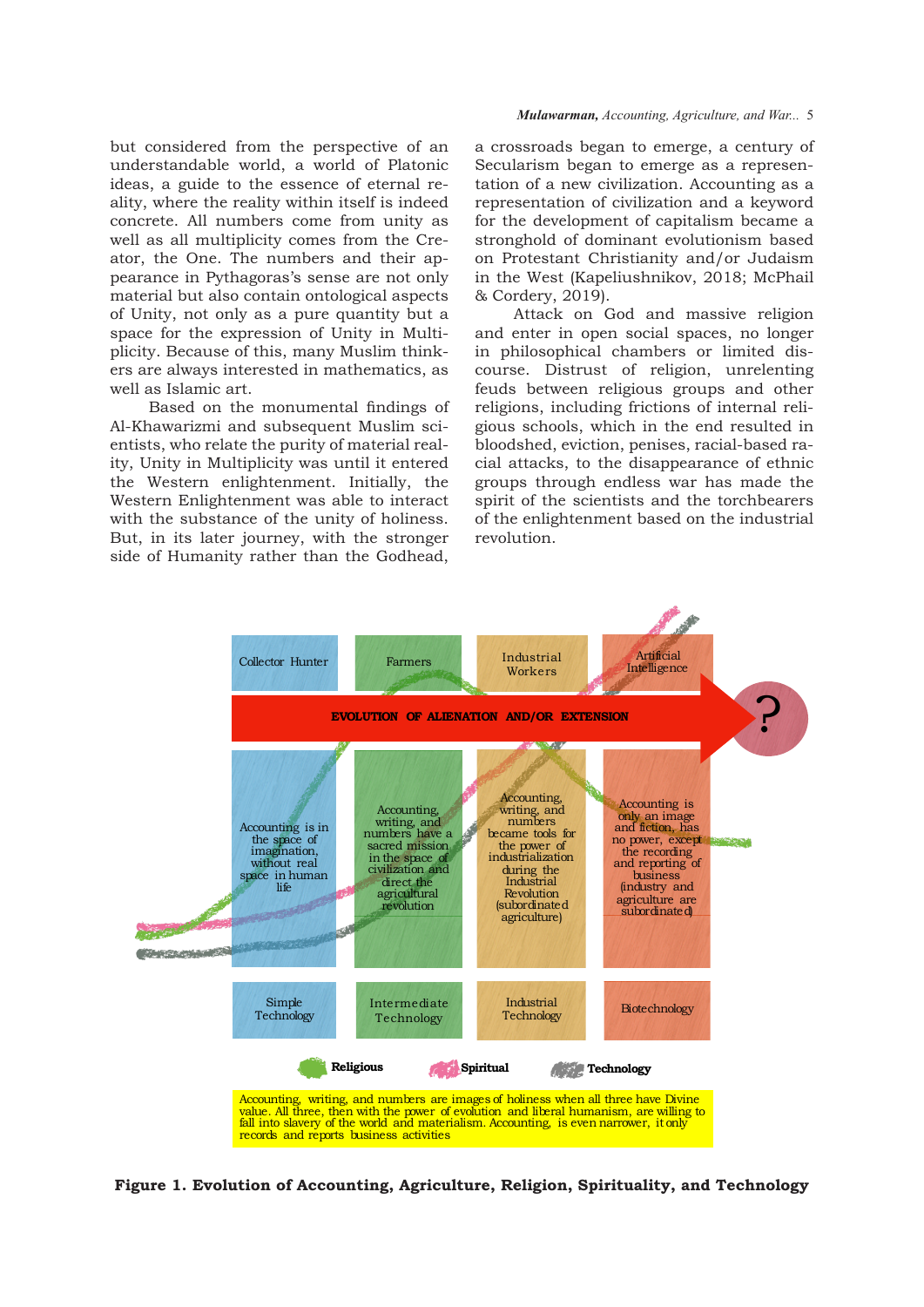but considered from the perspective of an understandable world, a world of Platonic ideas, a guide to the essence of eternal reality, where the reality within itself is indeed concrete. All numbers come from unity as well as all multiplicity comes from the Creator, the One. The numbers and their appearance in Pythagoras's sense are not only material but also contain ontological aspects of Unity, not only as a pure quantity but a space for the expression of Unity in Multiplicity. Because of this, many Muslim thinkers are always interested in mathematics, as well as Islamic art.

Based on the monumental findings of Al-Khawarizmi and subsequent Muslim scientists, who relate the purity of material reality, Unity in Multiplicity was until it entered the Western enlightenment. Initially, the Western Enlightenment was able to interact with the substance of the unity of holiness. But, in its later journey, with the stronger side of Humanity rather than the Godhead, a crossroads began to emerge, a century of Secularism began to emerge as a representation of a new civilization. Accounting as a representation of civilization and a keyword for the development of capitalism became a stronghold of dominant evolutionism based on Protestant Christianity and/or Judaism in the West (Kapeliushnikov, 2018; McPhail & Cordery, 2019).

Attack on God and massive religion and enter in open social spaces, no longer in philosophical chambers or limited discourse. Distrust of religion, unrelenting feuds between religious groups and other religions, including frictions of internal religious schools, which in the end resulted in bloodshed, eviction, penises, racial-based racial attacks, to the disappearance of ethnic groups through endless war has made the spirit of the scientists and the torchbearers of the enlightenment based on the industrial revolution.

| Collector Hunter | Farmers | Industrial Workers | Artificial Intelligence |
|---|---|---|---|
| EVOLUTION OF ALIENATION AND/OR EXTENSION → ? | | | |
| Accounting is in the space of imagination, without real space in human life | Accounting, writing, and numbers have a sacred mission in the space of civilization and direct the agricultural revolution | Accounting, writing, and numbers became tools for the power of industrialization during the Industrial Revolution (subordinated agriculture) | Accounting is only an image and fiction, has no power, except the recording and reporting of business (industry and agriculture are subordinated) |
| Simple Technology | Intermediate Technology | Industrial Technology | Biotechnology |

Religious · Spiritual · Technology

Accounting, writing, and numbers are images of holiness when all three have Divine value. All three, then with the power of evolution and liberal humanism, are willing to fall into slavery of the world and materialism. Accounting, is even narrower, it only records and reports business activities

**Figure 1. Evolution of Accounting, Agriculture, Religion, Spirituality, and Technology**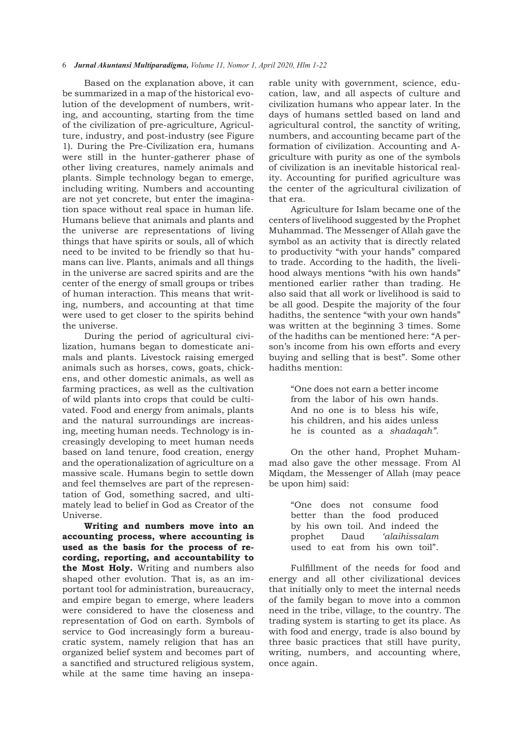Based on the explanation above, it can be summarized in a map of the historical evolution of the development of numbers, writing, and accounting, starting from the time of the civilization of pre-agriculture, Agriculture, industry, and post-industry (see Figure 1). During the Pre-Civilization era, humans were still in the hunter-gatherer phase of other living creatures, namely animals and plants. Simple technology began to emerge, including writing. Numbers and accounting are not yet concrete, but enter the imagination space without real space in human life. Humans believe that animals and plants and the universe are representations of living things that have spirits or souls, all of which need to be invited to be friendly so that humans can live. Plants, animals and all things in the universe are sacred spirits and are the center of the energy of small groups or tribes of human interaction. This means that writing, numbers, and accounting at that time were used to get closer to the spirits behind the universe.

During the period of agricultural civilization, humans began to domesticate animals and plants. Livestock raising emerged animals such as horses, cows, goats, chickens, and other domestic animals, as well as farming practices, as well as the cultivation of wild plants into crops that could be cultivated. Food and energy from animals, plants and the natural surroundings are increasing, meeting human needs. Technology is increasingly developing to meet human needs based on land tenure, food creation, energy and the operationalization of agriculture on a massive scale. Humans begin to settle down and feel themselves are part of the representation of God, something sacred, and ultimately lead to belief in God as Creator of the Universe.

**Writing and numbers move into an accounting process, where accounting is used as the basis for the process of recording, reporting, and accountability to the Most Holy.** Writing and numbers also shaped other evolution. That is, as an important tool for administration, bureaucracy, and empire began to emerge, where leaders were considered to have the closeness and representation of God on earth. Symbols of service to God increasingly form a bureaucratic system, namely religion that has an organized belief system and becomes part of a sanctified and structured religious system, while at the same time having an inseparable unity with government, science, education, law, and all aspects of culture and civilization humans who appear later. In the days of humans settled based on land and agricultural control, the sanctity of writing, numbers, and accounting became part of the formation of civilization. Accounting and Agriculture with purity as one of the symbols of civilization is an inevitable historical reality. Accounting for purified agriculture was the center of the agricultural civilization of that era.

Agriculture for Islam became one of the centers of livelihood suggested by the Prophet Muhammad. The Messenger of Allah gave the symbol as an activity that is directly related to productivity "with your hands" compared to trade. According to the hadith, the livelihood always mentions "with his own hands" mentioned earlier rather than trading. He also said that all work or livelihood is said to be all good. Despite the majority of the four hadiths, the sentence "with your own hands" was written at the beginning 3 times. Some of the hadiths can be mentioned here: "A person's income from his own efforts and every buying and selling that is best". Some other hadiths mention:

> "One does not earn a better income from the labor of his own hands. And no one is to bless his wife, his children, and his aides unless he is counted as a *shadaqah*".

On the other hand, Prophet Muhammad also gave the other message. From Al Miqdam, the Messenger of Allah (may peace be upon him) said:

> "One does not consume food better than the food produced by his own toil. And indeed the prophet Daud *'alaihissalam* used to eat from his own toil".

Fulfillment of the needs for food and energy and all other civilizational devices that initially only to meet the internal needs of the family began to move into a common need in the tribe, village, to the country. The trading system is starting to get its place. As with food and energy, trade is also bound by three basic practices that still have purity, writing, numbers, and accounting where, once again.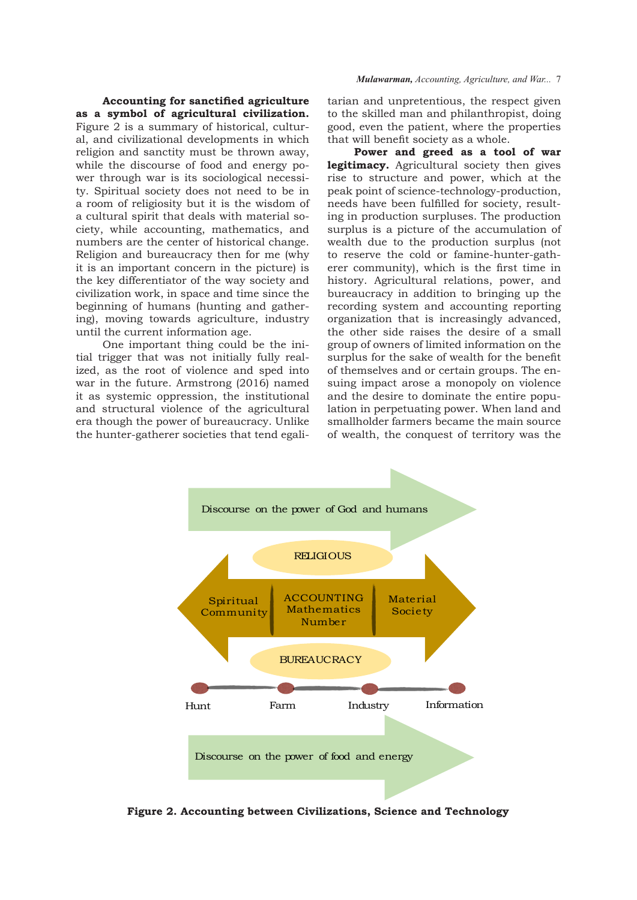**Accounting for sanctified agriculture as a symbol of agricultural civilization.** Figure 2 is a summary of historical, cultural, and civilizational developments in which religion and sanctity must be thrown away, while the discourse of food and energy power through war is its sociological necessity. Spiritual society does not need to be in a room of religiosity but it is the wisdom of a cultural spirit that deals with material society, while accounting, mathematics, and numbers are the center of historical change. Religion and bureaucracy then for me (why it is an important concern in the picture) is the key differentiator of the way society and civilization work, in space and time since the beginning of humans (hunting and gathering), moving towards agriculture, industry until the current information age.

One important thing could be the initial trigger that was not initially fully realized, as the root of violence and sped into war in the future. Armstrong (2016) named it as systemic oppression, the institutional and structural violence of the agricultural era though the power of bureaucracy. Unlike the hunter-gatherer societies that tend egalitarian and unpretentious, the respect given to the skilled man and philanthropist, doing good, even the patient, where the properties that will benefit society as a whole.

**Power and greed as a tool of war legitimacy.** Agricultural society then gives rise to structure and power, which at the peak point of science-technology-production, needs have been fulfilled for society, resulting in production surpluses. The production surplus is a picture of the accumulation of wealth due to the production surplus (not to reserve the cold or famine-hunter-gatherer community), which is the first time in history. Agricultural relations, power, and bureaucracy in addition to bringing up the recording system and accounting reporting organization that is increasingly advanced, the other side raises the desire of a small group of owners of limited information on the surplus for the sake of wealth for the benefit of themselves and or certain groups. The ensuing impact arose a monopoly on violence and the desire to dominate the entire population in perpetuating power. When land and smallholder farmers became the main source of wealth, the conquest of territory was the

Discourse on the power of God and humans

RELIGIOUS

Spiritual Community | ACCOUNTING Mathematics Number | Material Society

BUREAUCRACY

Hunt — Farm — Industry — Information

Discourse on the power of food and energy

**Figure 2. Accounting between Civilizations, Science and Technology**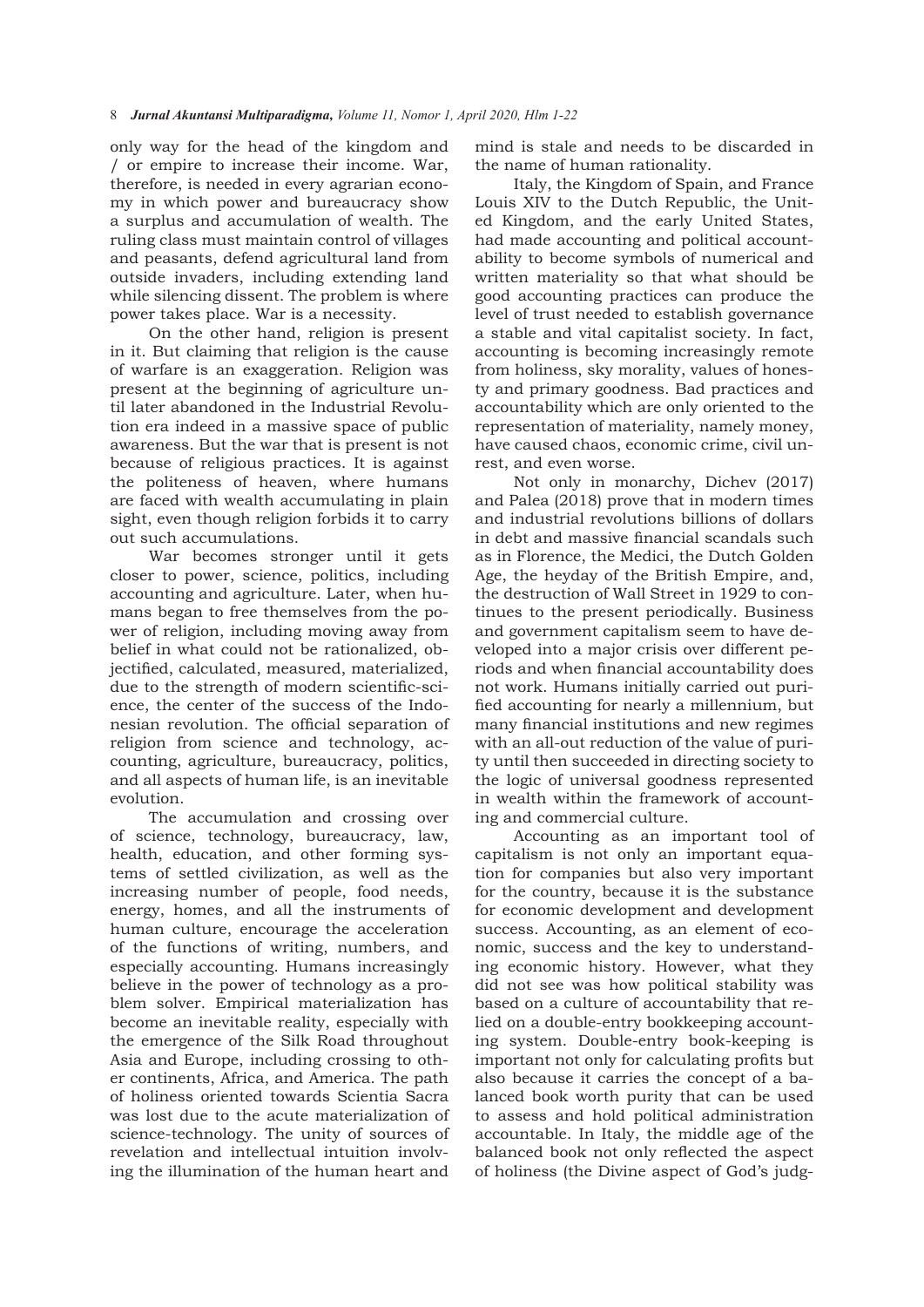only way for the head of the kingdom and / or empire to increase their income. War, therefore, is needed in every agrarian economy in which power and bureaucracy show a surplus and accumulation of wealth. The ruling class must maintain control of villages and peasants, defend agricultural land from outside invaders, including extending land while silencing dissent. The problem is where power takes place. War is a necessity.

On the other hand, religion is present in it. But claiming that religion is the cause of warfare is an exaggeration. Religion was present at the beginning of agriculture until later abandoned in the Industrial Revolution era indeed in a massive space of public awareness. But the war that is present is not because of religious practices. It is against the politeness of heaven, where humans are faced with wealth accumulating in plain sight, even though religion forbids it to carry out such accumulations.

War becomes stronger until it gets closer to power, science, politics, including accounting and agriculture. Later, when humans began to free themselves from the power of religion, including moving away from belief in what could not be rationalized, objectified, calculated, measured, materialized, due to the strength of modern scientific-science, the center of the success of the Indonesian revolution. The official separation of religion from science and technology, accounting, agriculture, bureaucracy, politics, and all aspects of human life, is an inevitable evolution.

The accumulation and crossing over of science, technology, bureaucracy, law, health, education, and other forming systems of settled civilization, as well as the increasing number of people, food needs, energy, homes, and all the instruments of human culture, encourage the acceleration of the functions of writing, numbers, and especially accounting. Humans increasingly believe in the power of technology as a problem solver. Empirical materialization has become an inevitable reality, especially with the emergence of the Silk Road throughout Asia and Europe, including crossing to other continents, Africa, and America. The path of holiness oriented towards Scientia Sacra was lost due to the acute materialization of science-technology. The unity of sources of revelation and intellectual intuition involving the illumination of the human heart and mind is stale and needs to be discarded in the name of human rationality.

Italy, the Kingdom of Spain, and France Louis XIV to the Dutch Republic, the United Kingdom, and the early United States, had made accounting and political accountability to become symbols of numerical and written materiality so that what should be good accounting practices can produce the level of trust needed to establish governance a stable and vital capitalist society. In fact, accounting is becoming increasingly remote from holiness, sky morality, values of honesty and primary goodness. Bad practices and accountability which are only oriented to the representation of materiality, namely money, have caused chaos, economic crime, civil unrest, and even worse.

Not only in monarchy, Dichev (2017) and Palea (2018) prove that in modern times and industrial revolutions billions of dollars in debt and massive financial scandals such as in Florence, the Medici, the Dutch Golden Age, the heyday of the British Empire, and, the destruction of Wall Street in 1929 to continues to the present periodically. Business and government capitalism seem to have developed into a major crisis over different periods and when financial accountability does not work. Humans initially carried out purified accounting for nearly a millennium, but many financial institutions and new regimes with an all-out reduction of the value of purity until then succeeded in directing society to the logic of universal goodness represented in wealth within the framework of accounting and commercial culture.

Accounting as an important tool of capitalism is not only an important equation for companies but also very important for the country, because it is the substance for economic development and development success. Accounting, as an element of economic, success and the key to understanding economic history. However, what they did not see was how political stability was based on a culture of accountability that relied on a double-entry bookkeeping accounting system. Double-entry book-keeping is important not only for calculating profits but also because it carries the concept of a balanced book worth purity that can be used to assess and hold political administration accountable. In Italy, the middle age of the balanced book not only reflected the aspect of holiness (the Divine aspect of God's judg-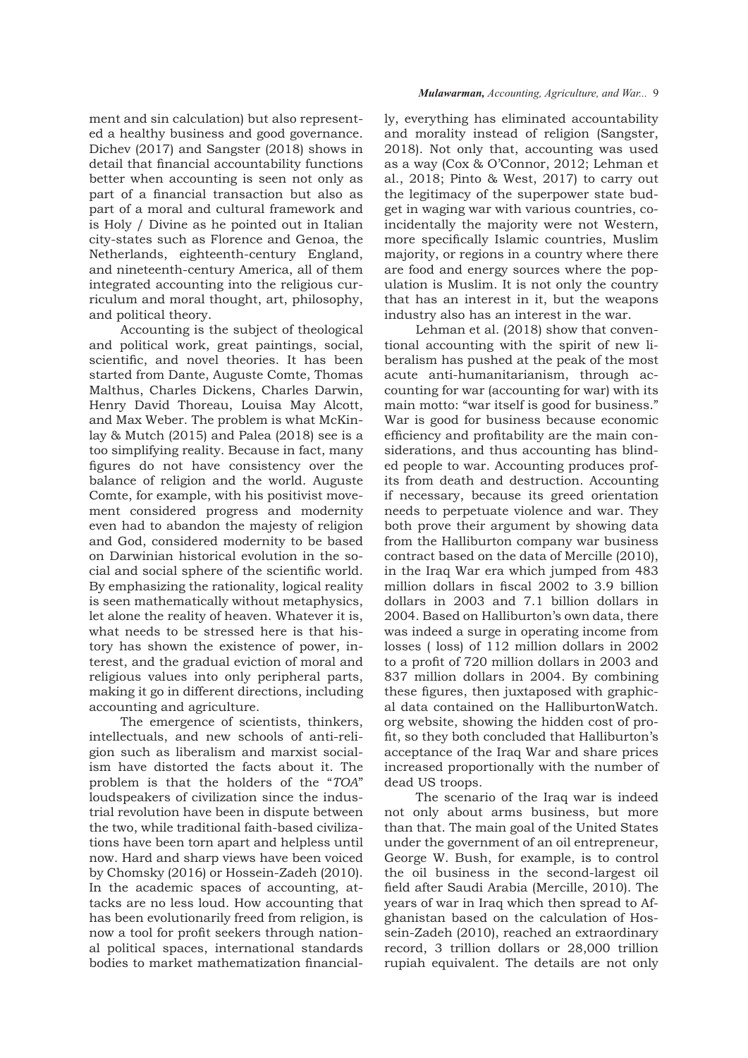ment and sin calculation) but also represented a healthy business and good governance. Dichev (2017) and Sangster (2018) shows in detail that financial accountability functions better when accounting is seen not only as part of a financial transaction but also as part of a moral and cultural framework and is Holy / Divine as he pointed out in Italian city-states such as Florence and Genoa, the Netherlands, eighteenth-century England, and nineteenth-century America, all of them integrated accounting into the religious curriculum and moral thought, art, philosophy, and political theory.

Accounting is the subject of theological and political work, great paintings, social, scientific, and novel theories. It has been started from Dante, Auguste Comte, Thomas Malthus, Charles Dickens, Charles Darwin, Henry David Thoreau, Louisa May Alcott, and Max Weber. The problem is what McKinlay & Mutch (2015) and Palea (2018) see is a too simplifying reality. Because in fact, many figures do not have consistency over the balance of religion and the world. Auguste Comte, for example, with his positivist movement considered progress and modernity even had to abandon the majesty of religion and God, considered modernity to be based on Darwinian historical evolution in the social and social sphere of the scientific world. By emphasizing the rationality, logical reality is seen mathematically without metaphysics, let alone the reality of heaven. Whatever it is, what needs to be stressed here is that history has shown the existence of power, interest, and the gradual eviction of moral and religious values into only peripheral parts, making it go in different directions, including accounting and agriculture.

The emergence of scientists, thinkers, intellectuals, and new schools of anti-religion such as liberalism and marxist socialism have distorted the facts about it. The problem is that the holders of the "*TOA*" loudspeakers of civilization since the industrial revolution have been in dispute between the two, while traditional faith-based civilizations have been torn apart and helpless until now. Hard and sharp views have been voiced by Chomsky (2016) or Hossein-Zadeh (2010). In the academic spaces of accounting, attacks are no less loud. How accounting that has been evolutionarily freed from religion, is now a tool for profit seekers through national political spaces, international standards bodies to market mathematization financially, everything has eliminated accountability and morality instead of religion (Sangster, 2018). Not only that, accounting was used as a way (Cox & O'Connor, 2012; Lehman et al., 2018; Pinto & West, 2017) to carry out the legitimacy of the superpower state budget in waging war with various countries, coincidentally the majority were not Western, more specifically Islamic countries, Muslim majority, or regions in a country where there are food and energy sources where the population is Muslim. It is not only the country that has an interest in it, but the weapons industry also has an interest in the war.

Lehman et al. (2018) show that conventional accounting with the spirit of new liberalism has pushed at the peak of the most acute anti-humanitarianism, through accounting for war (accounting for war) with its main motto: "war itself is good for business." War is good for business because economic efficiency and profitability are the main considerations, and thus accounting has blinded people to war. Accounting produces profits from death and destruction. Accounting if necessary, because its greed orientation needs to perpetuate violence and war. They both prove their argument by showing data from the Halliburton company war business contract based on the data of Mercille (2010), in the Iraq War era which jumped from 483 million dollars in fiscal 2002 to 3.9 billion dollars in 2003 and 7.1 billion dollars in 2004. Based on Halliburton's own data, there was indeed a surge in operating income from losses ( loss) of 112 million dollars in 2002 to a profit of 720 million dollars in 2003 and 837 million dollars in 2004. By combining these figures, then juxtaposed with graphical data contained on the HalliburtonWatch.org website, showing the hidden cost of profit, so they both concluded that Halliburton's acceptance of the Iraq War and share prices increased proportionally with the number of dead US troops.

The scenario of the Iraq war is indeed not only about arms business, but more than that. The main goal of the United States under the government of an oil entrepreneur, George W. Bush, for example, is to control the oil business in the second-largest oil field after Saudi Arabia (Mercille, 2010). The years of war in Iraq which then spread to Afghanistan based on the calculation of Hossein-Zadeh (2010), reached an extraordinary record, 3 trillion dollars or 28,000 trillion rupiah equivalent. The details are not only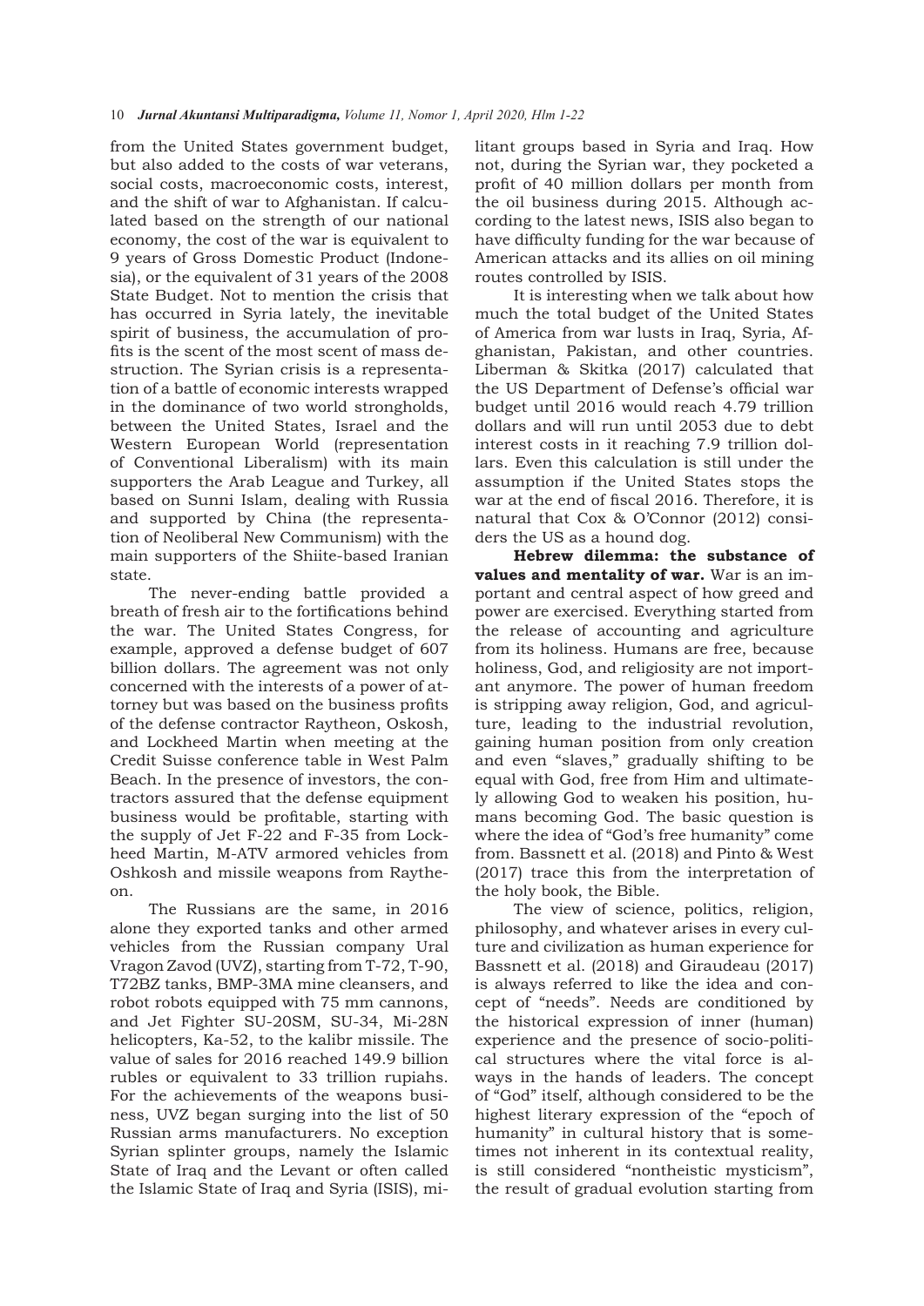from the United States government budget, but also added to the costs of war veterans, social costs, macroeconomic costs, interest, and the shift of war to Afghanistan. If calculated based on the strength of our national economy, the cost of the war is equivalent to 9 years of Gross Domestic Product (Indonesia), or the equivalent of 31 years of the 2008 State Budget. Not to mention the crisis that has occurred in Syria lately, the inevitable spirit of business, the accumulation of profits is the scent of the most scent of mass destruction. The Syrian crisis is a representation of a battle of economic interests wrapped in the dominance of two world strongholds, between the United States, Israel and the Western European World (representation of Conventional Liberalism) with its main supporters the Arab League and Turkey, all based on Sunni Islam, dealing with Russia and supported by China (the representation of Neoliberal New Communism) with the main supporters of the Shiite-based Iranian state.

The never-ending battle provided a breath of fresh air to the fortifications behind the war. The United States Congress, for example, approved a defense budget of 607 billion dollars. The agreement was not only concerned with the interests of a power of attorney but was based on the business profits of the defense contractor Raytheon, Oskosh, and Lockheed Martin when meeting at the Credit Suisse conference table in West Palm Beach. In the presence of investors, the contractors assured that the defense equipment business would be profitable, starting with the supply of Jet F-22 and F-35 from Lockheed Martin, M-ATV armored vehicles from Oshkosh and missile weapons from Raytheon.

The Russians are the same, in 2016 alone they exported tanks and other armed vehicles from the Russian company Ural Vragon Zavod (UVZ), starting from T-72, T-90, T72BZ tanks, BMP-3MA mine cleansers, and robot robots equipped with 75 mm cannons, and Jet Fighter SU-20SM, SU-34, Mi-28N helicopters, Ka-52, to the kalibr missile. The value of sales for 2016 reached 149.9 billion rubles or equivalent to 33 trillion rupiahs. For the achievements of the weapons business, UVZ began surging into the list of 50 Russian arms manufacturers. No exception Syrian splinter groups, namely the Islamic State of Iraq and the Levant or often called the Islamic State of Iraq and Syria (ISIS), militant groups based in Syria and Iraq. How not, during the Syrian war, they pocketed a profit of 40 million dollars per month from the oil business during 2015. Although according to the latest news, ISIS also began to have difficulty funding for the war because of American attacks and its allies on oil mining routes controlled by ISIS.

It is interesting when we talk about how much the total budget of the United States of America from war lusts in Iraq, Syria, Afghanistan, Pakistan, and other countries. Liberman & Skitka (2017) calculated that the US Department of Defense's official war budget until 2016 would reach 4.79 trillion dollars and will run until 2053 due to debt interest costs in it reaching 7.9 trillion dollars. Even this calculation is still under the assumption if the United States stops the war at the end of fiscal 2016. Therefore, it is natural that Cox & O'Connor (2012) considers the US as a hound dog.

**Hebrew dilemma: the substance of values and mentality of war.** War is an important and central aspect of how greed and power are exercised. Everything started from the release of accounting and agriculture from its holiness. Humans are free, because holiness, God, and religiosity are not important anymore. The power of human freedom is stripping away religion, God, and agriculture, leading to the industrial revolution, gaining human position from only creation and even "slaves," gradually shifting to be equal with God, free from Him and ultimately allowing God to weaken his position, humans becoming God. The basic question is where the idea of "God's free humanity" come from. Bassnett et al. (2018) and Pinto & West (2017) trace this from the interpretation of the holy book, the Bible.

The view of science, politics, religion, philosophy, and whatever arises in every culture and civilization as human experience for Bassnett et al. (2018) and Giraudeau (2017) is always referred to like the idea and concept of "needs". Needs are conditioned by the historical expression of inner (human) experience and the presence of socio-political structures where the vital force is always in the hands of leaders. The concept of "God" itself, although considered to be the highest literary expression of the "epoch of humanity" in cultural history that is sometimes not inherent in its contextual reality, is still considered "nontheistic mysticism", the result of gradual evolution starting from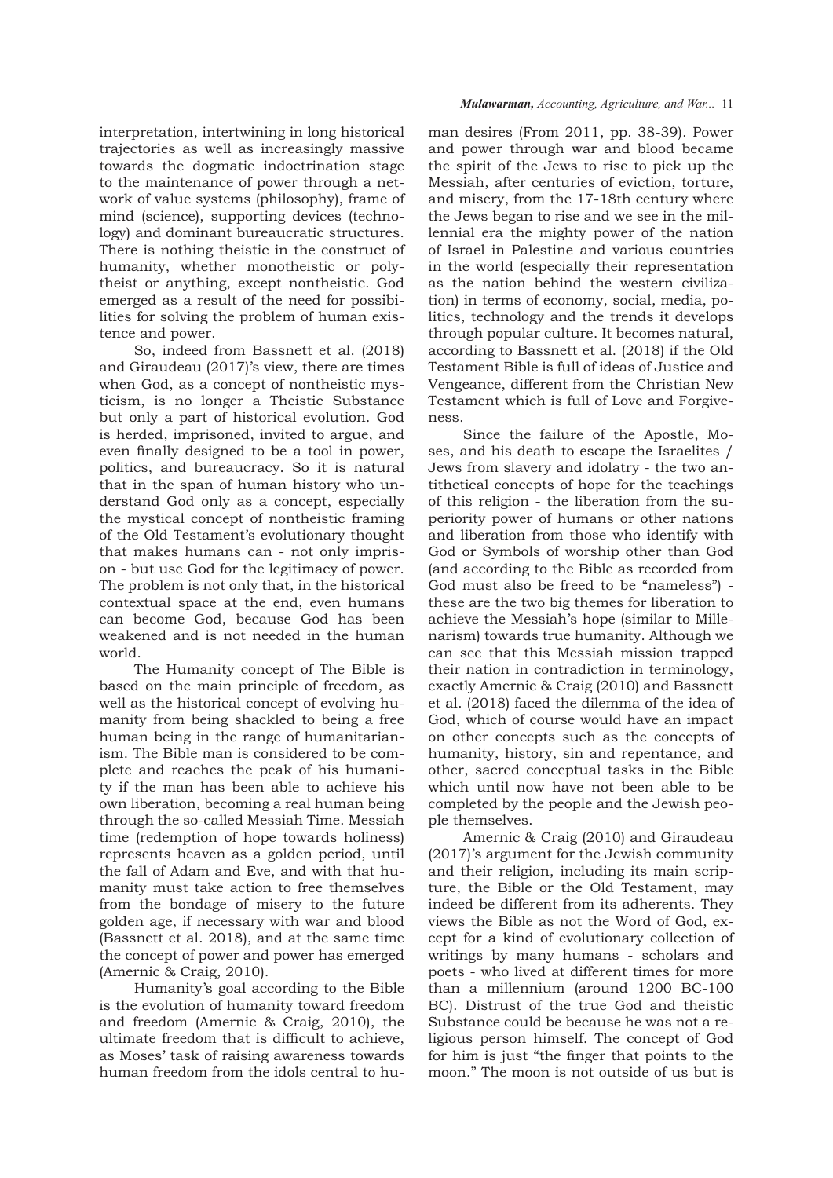interpretation, intertwining in long historical trajectories as well as increasingly massive towards the dogmatic indoctrination stage to the maintenance of power through a network of value systems (philosophy), frame of mind (science), supporting devices (technology) and dominant bureaucratic structures. There is nothing theistic in the construct of humanity, whether monotheistic or polytheist or anything, except nontheistic. God emerged as a result of the need for possibilities for solving the problem of human existence and power.

So, indeed from Bassnett et al. (2018) and Giraudeau (2017)'s view, there are times when God, as a concept of nontheistic mysticism, is no longer a Theistic Substance but only a part of historical evolution. God is herded, imprisoned, invited to argue, and even finally designed to be a tool in power, politics, and bureaucracy. So it is natural that in the span of human history who understand God only as a concept, especially the mystical concept of nontheistic framing of the Old Testament's evolutionary thought that makes humans can - not only imprison - but use God for the legitimacy of power. The problem is not only that, in the historical contextual space at the end, even humans can become God, because God has been weakened and is not needed in the human world.

The Humanity concept of The Bible is based on the main principle of freedom, as well as the historical concept of evolving humanity from being shackled to being a free human being in the range of humanitarianism. The Bible man is considered to be complete and reaches the peak of his humanity if the man has been able to achieve his own liberation, becoming a real human being through the so-called Messiah Time. Messiah time (redemption of hope towards holiness) represents heaven as a golden period, until the fall of Adam and Eve, and with that humanity must take action to free themselves from the bondage of misery to the future golden age, if necessary with war and blood (Bassnett et al. 2018), and at the same time the concept of power and power has emerged (Amernic & Craig, 2010).

Humanity's goal according to the Bible is the evolution of humanity toward freedom and freedom (Amernic & Craig, 2010), the ultimate freedom that is difficult to achieve, as Moses' task of raising awareness towards human freedom from the idols central to human desires (From 2011, pp. 38-39). Power and power through war and blood became the spirit of the Jews to rise to pick up the Messiah, after centuries of eviction, torture, and misery, from the 17-18th century where the Jews began to rise and we see in the millennial era the mighty power of the nation of Israel in Palestine and various countries in the world (especially their representation as the nation behind the western civilization) in terms of economy, social, media, politics, technology and the trends it develops through popular culture. It becomes natural, according to Bassnett et al. (2018) if the Old Testament Bible is full of ideas of Justice and Vengeance, different from the Christian New Testament which is full of Love and Forgiveness.

Since the failure of the Apostle, Moses, and his death to escape the Israelites / Jews from slavery and idolatry - the two antithetical concepts of hope for the teachings of this religion - the liberation from the superiority power of humans or other nations and liberation from those who identify with God or Symbols of worship other than God (and according to the Bible as recorded from God must also be freed to be "nameless") - these are the two big themes for liberation to achieve the Messiah's hope (similar to Millenarism) towards true humanity. Although we can see that this Messiah mission trapped their nation in contradiction in terminology, exactly Amernic & Craig (2010) and Bassnett et al. (2018) faced the dilemma of the idea of God, which of course would have an impact on other concepts such as the concepts of humanity, history, sin and repentance, and other, sacred conceptual tasks in the Bible which until now have not been able to be completed by the people and the Jewish people themselves.

Amernic & Craig (2010) and Giraudeau (2017)'s argument for the Jewish community and their religion, including its main scripture, the Bible or the Old Testament, may indeed be different from its adherents. They views the Bible as not the Word of God, except for a kind of evolutionary collection of writings by many humans - scholars and poets - who lived at different times for more than a millennium (around 1200 BC-100 BC). Distrust of the true God and theistic Substance could be because he was not a religious person himself. The concept of God for him is just "the finger that points to the moon." The moon is not outside of us but is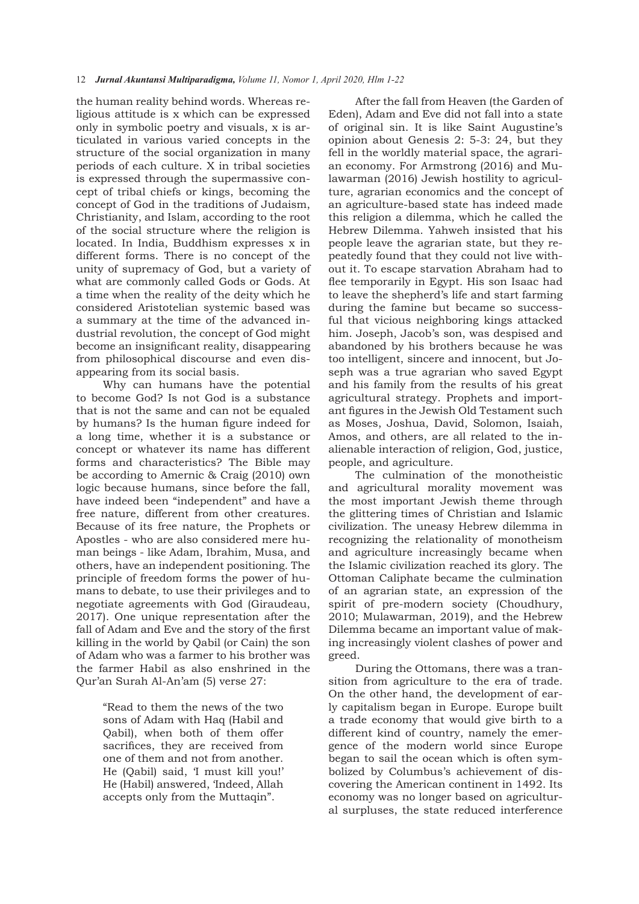the human reality behind words. Whereas religious attitude is x which can be expressed only in symbolic poetry and visuals, x is articulated in various varied concepts in the structure of the social organization in many periods of each culture. X in tribal societies is expressed through the supermassive concept of tribal chiefs or kings, becoming the concept of God in the traditions of Judaism, Christianity, and Islam, according to the root of the social structure where the religion is located. In India, Buddhism expresses x in different forms. There is no concept of the unity of supremacy of God, but a variety of what are commonly called Gods or Gods. At a time when the reality of the deity which he considered Aristotelian systemic based was a summary at the time of the advanced industrial revolution, the concept of God might become an insignificant reality, disappearing from philosophical discourse and even disappearing from its social basis.

Why can humans have the potential to become God? Is not God is a substance that is not the same and can not be equaled by humans? Is the human figure indeed for a long time, whether it is a substance or concept or whatever its name has different forms and characteristics? The Bible may be according to Amernic & Craig (2010) own logic because humans, since before the fall, have indeed been "independent" and have a free nature, different from other creatures. Because of its free nature, the Prophets or Apostles - who are also considered mere human beings - like Adam, Ibrahim, Musa, and others, have an independent positioning. The principle of freedom forms the power of humans to debate, to use their privileges and to negotiate agreements with God (Giraudeau, 2017). One unique representation after the fall of Adam and Eve and the story of the first killing in the world by Qabil (or Cain) the son of Adam who was a farmer to his brother was the farmer Habil as also enshrined in the Qur'an Surah Al-An'am (5) verse 27:

> "Read to them the news of the two sons of Adam with Haq (Habil and Qabil), when both of them offer sacrifices, they are received from one of them and not from another. He (Qabil) said, 'I must kill you!' He (Habil) answered, 'Indeed, Allah accepts only from the Muttaqin".

After the fall from Heaven (the Garden of Eden), Adam and Eve did not fall into a state of original sin. It is like Saint Augustine's opinion about Genesis 2: 5-3: 24, but they fell in the worldly material space, the agrarian economy. For Armstrong (2016) and Mulawarman (2016) Jewish hostility to agriculture, agrarian economics and the concept of an agriculture-based state has indeed made this religion a dilemma, which he called the Hebrew Dilemma. Yahweh insisted that his people leave the agrarian state, but they repeatedly found that they could not live without it. To escape starvation Abraham had to flee temporarily in Egypt. His son Isaac had to leave the shepherd's life and start farming during the famine but became so successful that vicious neighboring kings attacked him. Joseph, Jacob's son, was despised and abandoned by his brothers because he was too intelligent, sincere and innocent, but Joseph was a true agrarian who saved Egypt and his family from the results of his great agricultural strategy. Prophets and important figures in the Jewish Old Testament such as Moses, Joshua, David, Solomon, Isaiah, Amos, and others, are all related to the inalienable interaction of religion, God, justice, people, and agriculture.

The culmination of the monotheistic and agricultural morality movement was the most important Jewish theme through the glittering times of Christian and Islamic civilization. The uneasy Hebrew dilemma in recognizing the relationality of monotheism and agriculture increasingly became when the Islamic civilization reached its glory. The Ottoman Caliphate became the culmination of an agrarian state, an expression of the spirit of pre-modern society (Choudhury, 2010; Mulawarman, 2019), and the Hebrew Dilemma became an important value of making increasingly violent clashes of power and greed.

During the Ottomans, there was a transition from agriculture to the era of trade. On the other hand, the development of early capitalism began in Europe. Europe built a trade economy that would give birth to a different kind of country, namely the emergence of the modern world since Europe began to sail the ocean which is often symbolized by Columbus's achievement of discovering the American continent in 1492. Its economy was no longer based on agricultural surpluses, the state reduced interference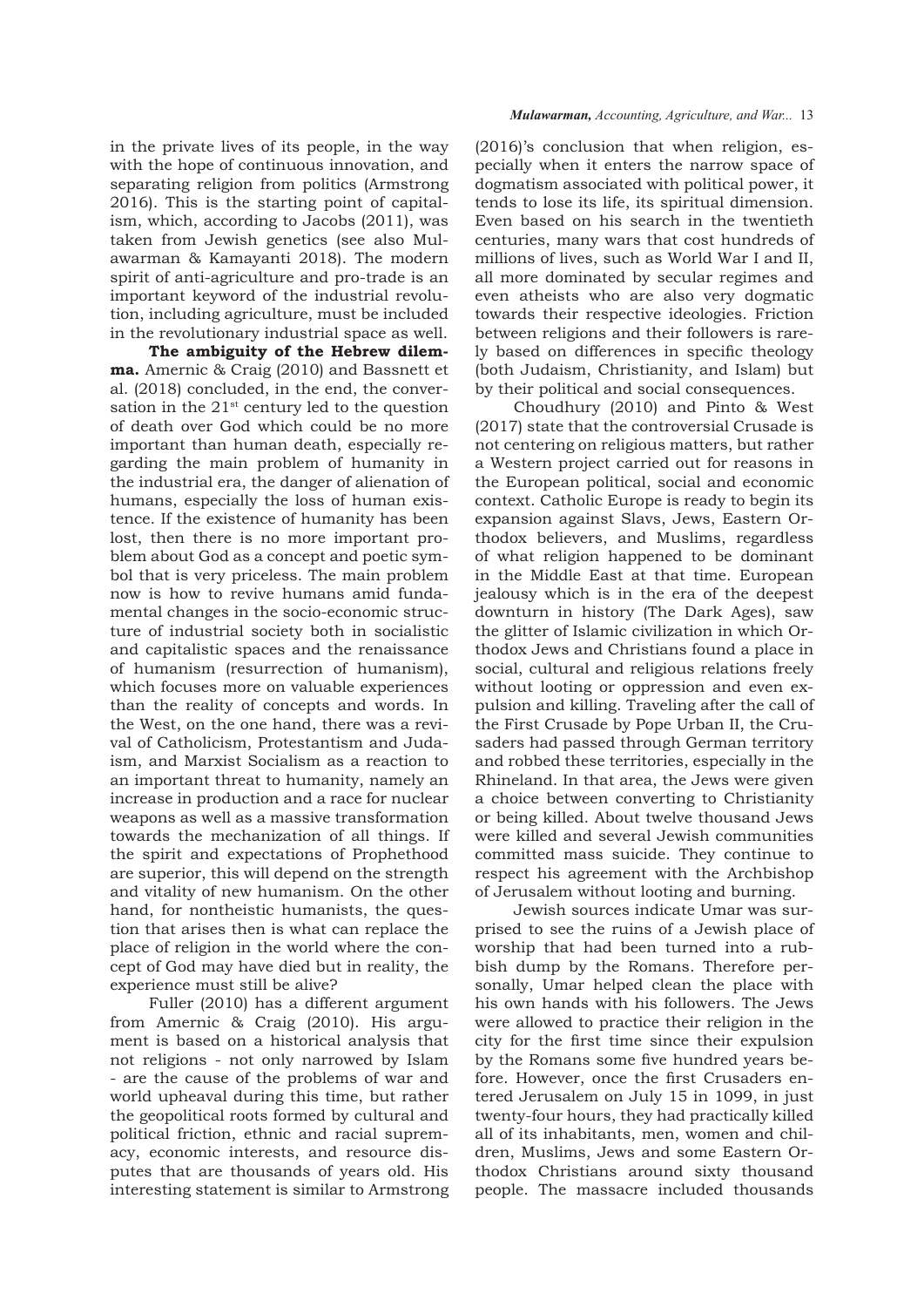in the private lives of its people, in the way with the hope of continuous innovation, and separating religion from politics (Armstrong 2016). This is the starting point of capitalism, which, according to Jacobs (2011), was taken from Jewish genetics (see also Mulawarman & Kamayanti 2018). The modern spirit of anti-agriculture and pro-trade is an important keyword of the industrial revolution, including agriculture, must be included in the revolutionary industrial space as well.

**The ambiguity of the Hebrew dilemma.** Amernic & Craig (2010) and Bassnett et al. (2018) concluded, in the end, the conversation in the 21st century led to the question of death over God which could be no more important than human death, especially regarding the main problem of humanity in the industrial era, the danger of alienation of humans, especially the loss of human existence. If the existence of humanity has been lost, then there is no more important problem about God as a concept and poetic symbol that is very priceless. The main problem now is how to revive humans amid fundamental changes in the socio-economic structure of industrial society both in socialistic and capitalistic spaces and the renaissance of humanism (resurrection of humanism), which focuses more on valuable experiences than the reality of concepts and words. In the West, on the one hand, there was a revival of Catholicism, Protestantism and Judaism, and Marxist Socialism as a reaction to an important threat to humanity, namely an increase in production and a race for nuclear weapons as well as a massive transformation towards the mechanization of all things. If the spirit and expectations of Prophethood are superior, this will depend on the strength and vitality of new humanism. On the other hand, for nontheistic humanists, the question that arises then is what can replace the place of religion in the world where the concept of God may have died but in reality, the experience must still be alive?

Fuller (2010) has a different argument from Amernic & Craig (2010). His argument is based on a historical analysis that not religions - not only narrowed by Islam - are the cause of the problems of war and world upheaval during this time, but rather the geopolitical roots formed by cultural and political friction, ethnic and racial supremacy, economic interests, and resource disputes that are thousands of years old. His interesting statement is similar to Armstrong (2016)'s conclusion that when religion, especially when it enters the narrow space of dogmatism associated with political power, it tends to lose its life, its spiritual dimension. Even based on his search in the twentieth centuries, many wars that cost hundreds of millions of lives, such as World War I and II, all more dominated by secular regimes and even atheists who are also very dogmatic towards their respective ideologies. Friction between religions and their followers is rarely based on differences in specific theology (both Judaism, Christianity, and Islam) but by their political and social consequences.

Choudhury (2010) and Pinto & West (2017) state that the controversial Crusade is not centering on religious matters, but rather a Western project carried out for reasons in the European political, social and economic context. Catholic Europe is ready to begin its expansion against Slavs, Jews, Eastern Orthodox believers, and Muslims, regardless of what religion happened to be dominant in the Middle East at that time. European jealousy which is in the era of the deepest downturn in history (The Dark Ages), saw the glitter of Islamic civilization in which Orthodox Jews and Christians found a place in social, cultural and religious relations freely without looting or oppression and even expulsion and killing. Traveling after the call of the First Crusade by Pope Urban II, the Crusaders had passed through German territory and robbed these territories, especially in the Rhineland. In that area, the Jews were given a choice between converting to Christianity or being killed. About twelve thousand Jews were killed and several Jewish communities committed mass suicide. They continue to respect his agreement with the Archbishop of Jerusalem without looting and burning.

Jewish sources indicate Umar was surprised to see the ruins of a Jewish place of worship that had been turned into a rubbish dump by the Romans. Therefore personally, Umar helped clean the place with his own hands with his followers. The Jews were allowed to practice their religion in the city for the first time since their expulsion by the Romans some five hundred years before. However, once the first Crusaders entered Jerusalem on July 15 in 1099, in just twenty-four hours, they had practically killed all of its inhabitants, men, women and children, Muslims, Jews and some Eastern Orthodox Christians around sixty thousand people. The massacre included thousands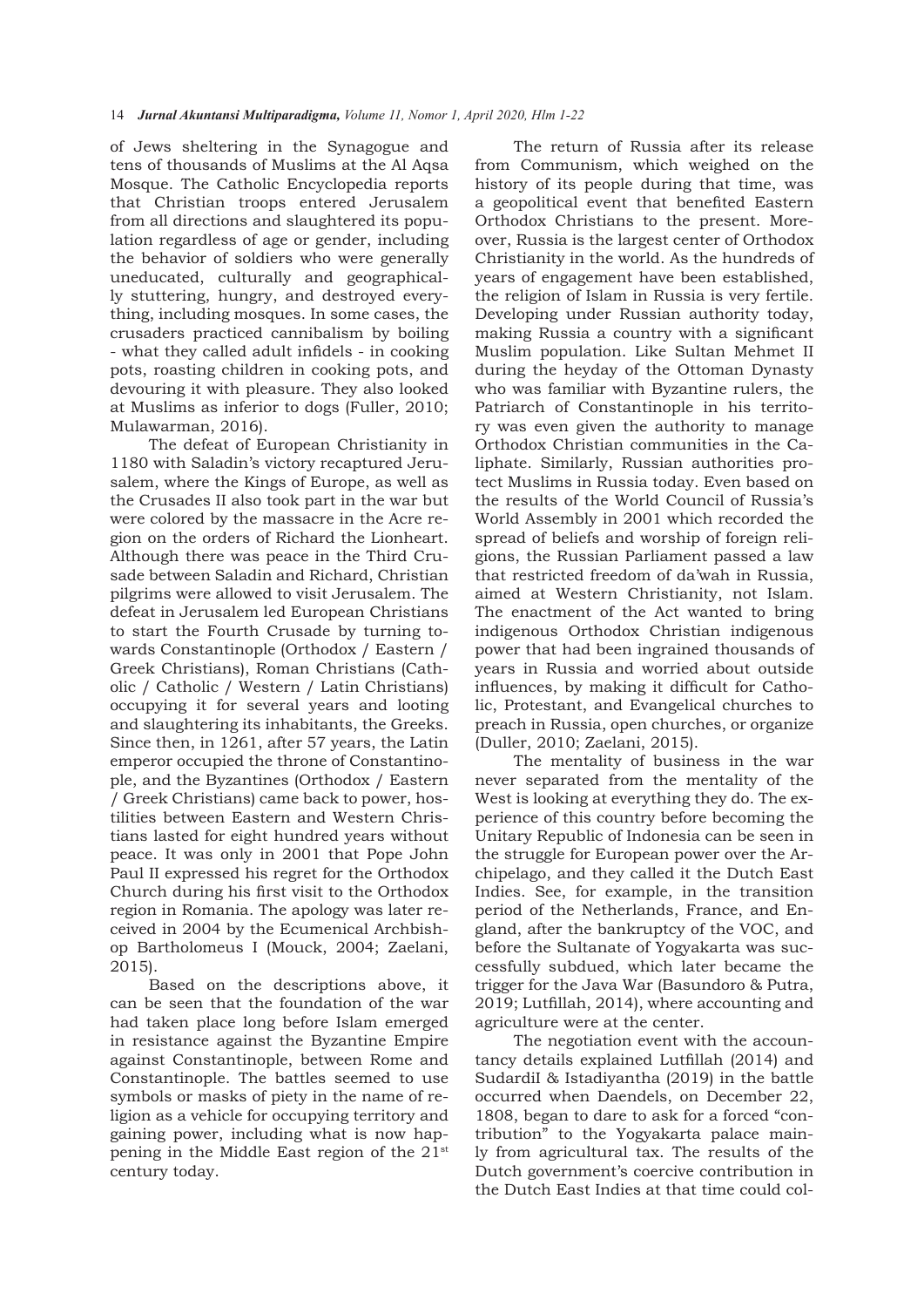of Jews sheltering in the Synagogue and tens of thousands of Muslims at the Al Aqsa Mosque. The Catholic Encyclopedia reports that Christian troops entered Jerusalem from all directions and slaughtered its population regardless of age or gender, including the behavior of soldiers who were generally uneducated, culturally and geographically stuttering, hungry, and destroyed everything, including mosques. In some cases, the crusaders practiced cannibalism by boiling - what they called adult infidels - in cooking pots, roasting children in cooking pots, and devouring it with pleasure. They also looked at Muslims as inferior to dogs (Fuller, 2010; Mulawarman, 2016).

The defeat of European Christianity in 1180 with Saladin's victory recaptured Jerusalem, where the Kings of Europe, as well as the Crusades II also took part in the war but were colored by the massacre in the Acre region on the orders of Richard the Lionheart. Although there was peace in the Third Crusade between Saladin and Richard, Christian pilgrims were allowed to visit Jerusalem. The defeat in Jerusalem led European Christians to start the Fourth Crusade by turning towards Constantinople (Orthodox / Eastern / Greek Christians), Roman Christians (Catholic / Catholic / Western / Latin Christians) occupying it for several years and looting and slaughtering its inhabitants, the Greeks. Since then, in 1261, after 57 years, the Latin emperor occupied the throne of Constantinople, and the Byzantines (Orthodox / Eastern / Greek Christians) came back to power, hostilities between Eastern and Western Christians lasted for eight hundred years without peace. It was only in 2001 that Pope John Paul II expressed his regret for the Orthodox Church during his first visit to the Orthodox region in Romania. The apology was later received in 2004 by the Ecumenical Archbishop Bartholomeus I (Mouck, 2004; Zaelani, 2015).

Based on the descriptions above, it can be seen that the foundation of the war had taken place long before Islam emerged in resistance against the Byzantine Empire against Constantinople, between Rome and Constantinople. The battles seemed to use symbols or masks of piety in the name of religion as a vehicle for occupying territory and gaining power, including what is now happening in the Middle East region of the 21st century today.

The return of Russia after its release from Communism, which weighed on the history of its people during that time, was a geopolitical event that benefited Eastern Orthodox Christians to the present. Moreover, Russia is the largest center of Orthodox Christianity in the world. As the hundreds of years of engagement have been established, the religion of Islam in Russia is very fertile. Developing under Russian authority today, making Russia a country with a significant Muslim population. Like Sultan Mehmet II during the heyday of the Ottoman Dynasty who was familiar with Byzantine rulers, the Patriarch of Constantinople in his territory was even given the authority to manage Orthodox Christian communities in the Caliphate. Similarly, Russian authorities protect Muslims in Russia today. Even based on the results of the World Council of Russia's World Assembly in 2001 which recorded the spread of beliefs and worship of foreign religions, the Russian Parliament passed a law that restricted freedom of da'wah in Russia, aimed at Western Christianity, not Islam. The enactment of the Act wanted to bring indigenous Orthodox Christian indigenous power that had been ingrained thousands of years in Russia and worried about outside influences, by making it difficult for Catholic, Protestant, and Evangelical churches to preach in Russia, open churches, or organize (Duller, 2010; Zaelani, 2015).

The mentality of business in the war never separated from the mentality of the West is looking at everything they do. The experience of this country before becoming the Unitary Republic of Indonesia can be seen in the struggle for European power over the Archipelago, and they called it the Dutch East Indies. See, for example, in the transition period of the Netherlands, France, and England, after the bankruptcy of the VOC, and before the Sultanate of Yogyakarta was successfully subdued, which later became the trigger for the Java War (Basundoro & Putra, 2019; Lutfillah, 2014), where accounting and agriculture were at the center.

The negotiation event with the accountancy details explained Lutfillah (2014) and SudardiI & Istadiyantha (2019) in the battle occurred when Daendels, on December 22, 1808, began to dare to ask for a forced "contribution" to the Yogyakarta palace mainly from agricultural tax. The results of the Dutch government's coercive contribution in the Dutch East Indies at that time could col-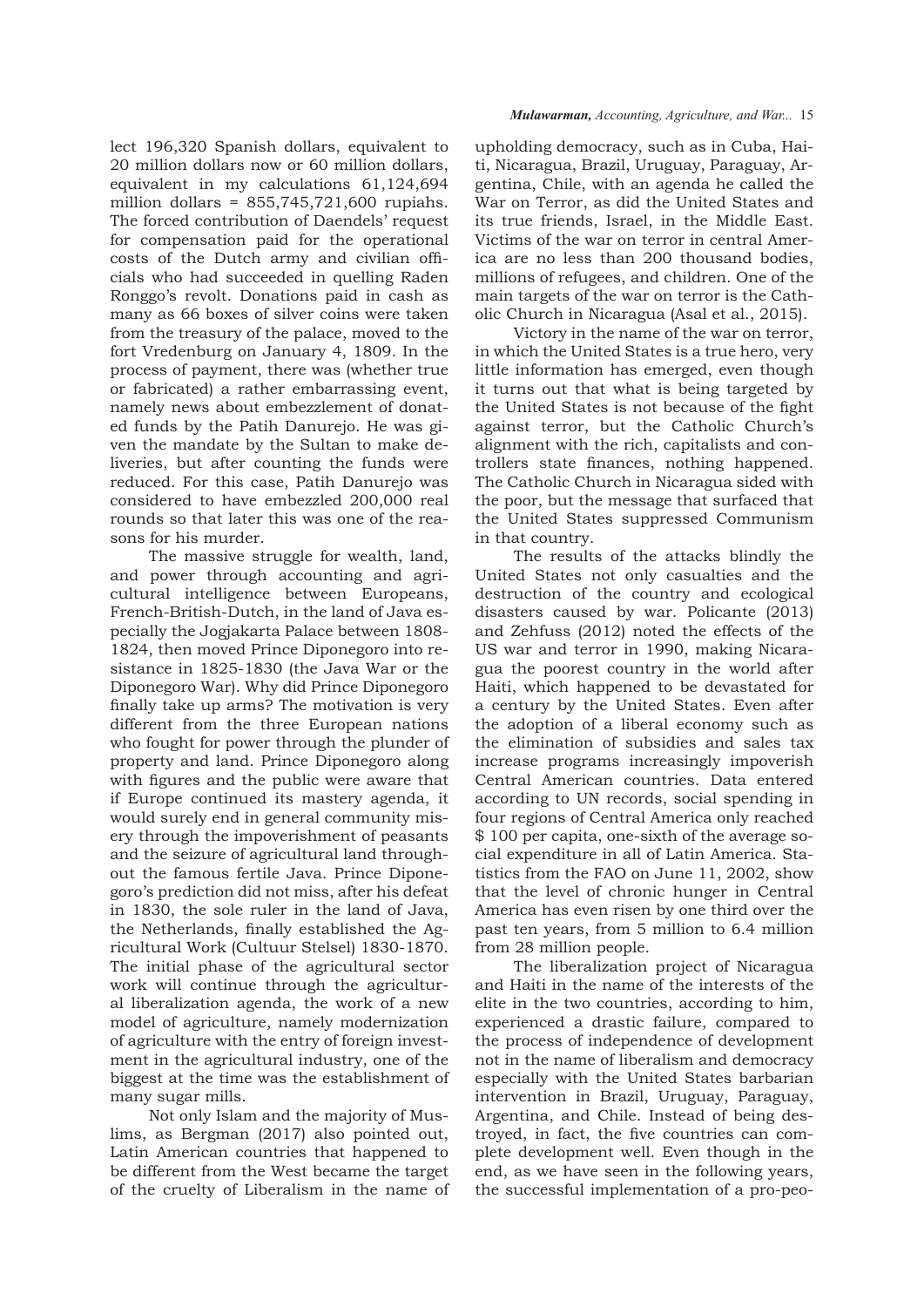lect 196,320 Spanish dollars, equivalent to 20 million dollars now or 60 million dollars, equivalent in my calculations 61,124,694 million dollars = 855,745,721,600 rupiahs. The forced contribution of Daendels' request for compensation paid for the operational costs of the Dutch army and civilian officials who had succeeded in quelling Raden Ronggo's revolt. Donations paid in cash as many as 66 boxes of silver coins were taken from the treasury of the palace, moved to the fort Vredenburg on January 4, 1809. In the process of payment, there was (whether true or fabricated) a rather embarrassing event, namely news about embezzlement of donated funds by the Patih Danurejo. He was given the mandate by the Sultan to make deliveries, but after counting the funds were reduced. For this case, Patih Danurejo was considered to have embezzled 200,000 real rounds so that later this was one of the reasons for his murder.

The massive struggle for wealth, land, and power through accounting and agricultural intelligence between Europeans, French-British-Dutch, in the land of Java especially the Jogjakarta Palace between 1808-1824, then moved Prince Diponegoro into resistance in 1825-1830 (the Java War or the Diponegoro War). Why did Prince Diponegoro finally take up arms? The motivation is very different from the three European nations who fought for power through the plunder of property and land. Prince Diponegoro along with figures and the public were aware that if Europe continued its mastery agenda, it would surely end in general community misery through the impoverishment of peasants and the seizure of agricultural land throughout the famous fertile Java. Prince Diponegoro's prediction did not miss, after his defeat in 1830, the sole ruler in the land of Java, the Netherlands, finally established the Agricultural Work (Cultuur Stelsel) 1830-1870. The initial phase of the agricultural sector work will continue through the agricultural liberalization agenda, the work of a new model of agriculture, namely modernization of agriculture with the entry of foreign investment in the agricultural industry, one of the biggest at the time was the establishment of many sugar mills.

Not only Islam and the majority of Muslims, as Bergman (2017) also pointed out, Latin American countries that happened to be different from the West became the target of the cruelty of Liberalism in the name of upholding democracy, such as in Cuba, Haiti, Nicaragua, Brazil, Uruguay, Paraguay, Argentina, Chile, with an agenda he called the War on Terror, as did the United States and its true friends, Israel, in the Middle East. Victims of the war on terror in central America are no less than 200 thousand bodies, millions of refugees, and children. One of the main targets of the war on terror is the Catholic Church in Nicaragua (Asal et al., 2015).

Victory in the name of the war on terror, in which the United States is a true hero, very little information has emerged, even though it turns out that what is being targeted by the United States is not because of the fight against terror, but the Catholic Church's alignment with the rich, capitalists and controllers state finances, nothing happened. The Catholic Church in Nicaragua sided with the poor, but the message that surfaced that the United States suppressed Communism in that country.

The results of the attacks blindly the United States not only casualties and the destruction of the country and ecological disasters caused by war. Policante (2013) and Zehfuss (2012) noted the effects of the US war and terror in 1990, making Nicaragua the poorest country in the world after Haiti, which happened to be devastated for a century by the United States. Even after the adoption of a liberal economy such as the elimination of subsidies and sales tax increase programs increasingly impoverish Central American countries. Data entered according to UN records, social spending in four regions of Central America only reached $ 100 per capita, one-sixth of the average social expenditure in all of Latin America. Statistics from the FAO on June 11, 2002, show that the level of chronic hunger in Central America has even risen by one third over the past ten years, from 5 million to 6.4 million from 28 million people.

The liberalization project of Nicaragua and Haiti in the name of the interests of the elite in the two countries, according to him, experienced a drastic failure, compared to the process of independence of development not in the name of liberalism and democracy especially with the United States barbarian intervention in Brazil, Uruguay, Paraguay, Argentina, and Chile. Instead of being destroyed, in fact, the five countries can complete development well. Even though in the end, as we have seen in the following years, the successful implementation of a pro-peo-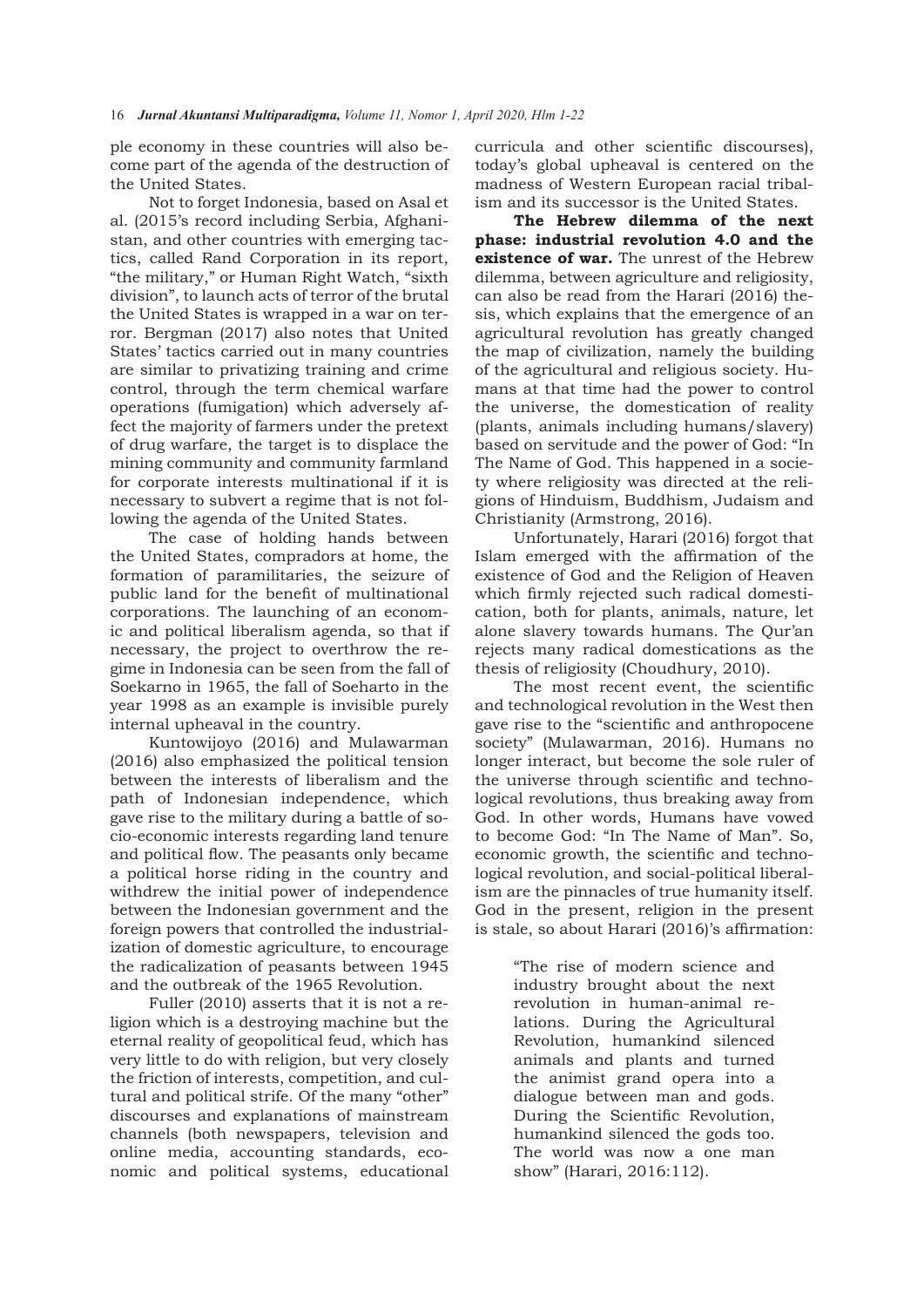ple economy in these countries will also become part of the agenda of the destruction of the United States.

Not to forget Indonesia, based on Asal et al. (2015's record including Serbia, Afghanistan, and other countries with emerging tactics, called Rand Corporation in its report, "the military," or Human Right Watch, "sixth division", to launch acts of terror of the brutal the United States is wrapped in a war on terror. Bergman (2017) also notes that United States' tactics carried out in many countries are similar to privatizing training and crime control, through the term chemical warfare operations (fumigation) which adversely affect the majority of farmers under the pretext of drug warfare, the target is to displace the mining community and community farmland for corporate interests multinational if it is necessary to subvert a regime that is not following the agenda of the United States.

The case of holding hands between the United States, compradors at home, the formation of paramilitaries, the seizure of public land for the benefit of multinational corporations. The launching of an economic and political liberalism agenda, so that if necessary, the project to overthrow the regime in Indonesia can be seen from the fall of Soekarno in 1965, the fall of Soeharto in the year 1998 as an example is invisible purely internal upheaval in the country.

Kuntowijoyo (2016) and Mulawarman (2016) also emphasized the political tension between the interests of liberalism and the path of Indonesian independence, which gave rise to the military during a battle of socio-economic interests regarding land tenure and political flow. The peasants only became a political horse riding in the country and withdrew the initial power of independence between the Indonesian government and the foreign powers that controlled the industrialization of domestic agriculture, to encourage the radicalization of peasants between 1945 and the outbreak of the 1965 Revolution.

Fuller (2010) asserts that it is not a religion which is a destroying machine but the eternal reality of geopolitical feud, which has very little to do with religion, but very closely the friction of interests, competition, and cultural and political strife. Of the many "other" discourses and explanations of mainstream channels (both newspapers, television and online media, accounting standards, economic and political systems, educational curricula and other scientific discourses), today's global upheaval is centered on the madness of Western European racial tribalism and its successor is the United States.

**The Hebrew dilemma of the next phase: industrial revolution 4.0 and the existence of war.** The unrest of the Hebrew dilemma, between agriculture and religiosity, can also be read from the Harari (2016) thesis, which explains that the emergence of an agricultural revolution has greatly changed the map of civilization, namely the building of the agricultural and religious society. Humans at that time had the power to control the universe, the domestication of reality (plants, animals including humans/slavery) based on servitude and the power of God: "In The Name of God. This happened in a society where religiosity was directed at the religions of Hinduism, Buddhism, Judaism and Christianity (Armstrong, 2016).

Unfortunately, Harari (2016) forgot that Islam emerged with the affirmation of the existence of God and the Religion of Heaven which firmly rejected such radical domestication, both for plants, animals, nature, let alone slavery towards humans. The Qur'an rejects many radical domestications as the thesis of religiosity (Choudhury, 2010).

The most recent event, the scientific and technological revolution in the West then gave rise to the "scientific and anthropocene society" (Mulawarman, 2016). Humans no longer interact, but become the sole ruler of the universe through scientific and technological revolutions, thus breaking away from God. In other words, Humans have vowed to become God: "In The Name of Man". So, economic growth, the scientific and technological revolution, and social-political liberalism are the pinnacles of true humanity itself. God in the present, religion in the present is stale, so about Harari (2016)'s affirmation:

> "The rise of modern science and industry brought about the next revolution in human-animal relations. During the Agricultural Revolution, humankind silenced animals and plants and turned the animist grand opera into a dialogue between man and gods. During the Scientific Revolution, humankind silenced the gods too. The world was now a one man show" (Harari, 2016:112).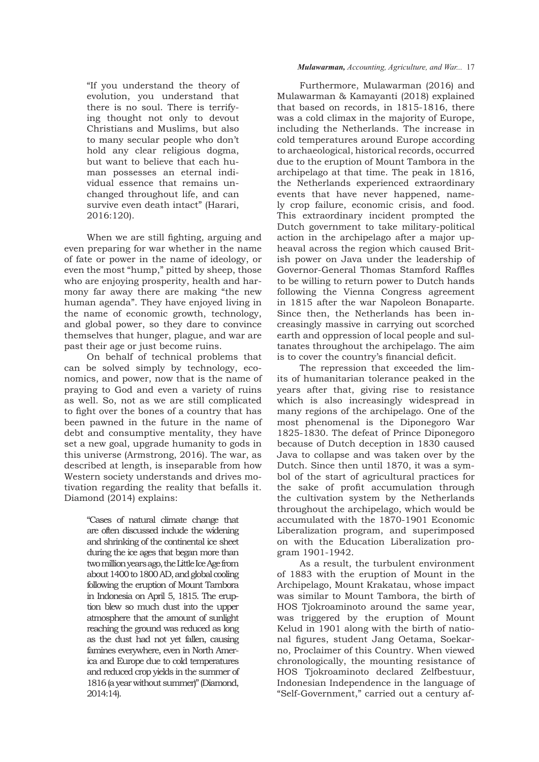> "If you understand the theory of evolution, you understand that there is no soul. There is terrifying thought not only to devout Christians and Muslims, but also to many secular people who don't hold any clear religious dogma, but want to believe that each human possesses an eternal individual essence that remains unchanged throughout life, and can survive even death intact" (Harari, 2016:120).

When we are still fighting, arguing and even preparing for war whether in the name of fate or power in the name of ideology, or even the most "hump," pitted by sheep, those who are enjoying prosperity, health and harmony far away there are making "the new human agenda". They have enjoyed living in the name of economic growth, technology, and global power, so they dare to convince themselves that hunger, plague, and war are past their age or just become ruins.

On behalf of technical problems that can be solved simply by technology, economics, and power, now that is the name of praying to God and even a variety of ruins as well. So, not as we are still complicated to fight over the bones of a country that has been pawned in the future in the name of debt and consumptive mentality, they have set a new goal, upgrade humanity to gods in this universe (Armstrong, 2016). The war, as described at length, is inseparable from how Western society understands and drives motivation regarding the reality that befalls it. Diamond (2014) explains:

> "Cases of natural climate change that are often discussed include the widening and shrinking of the continental ice sheet during the ice ages that began more than two million years ago, the Little Ice Age from about 1400 to 1800 AD, and global cooling following the eruption of Mount Tambora in Indonesia on April 5, 1815. The eruption blew so much dust into the upper atmosphere that the amount of sunlight reaching the ground was reduced as long as the dust had not yet fallen, causing famines everywhere, even in North America and Europe due to cold temperatures and reduced crop yields in the summer of 1816 (a year without summer)" (Diamond, 2014:14).

Furthermore, Mulawarman (2016) and Mulawarman & Kamayanti (2018) explained that based on records, in 1815-1816, there was a cold climax in the majority of Europe, including the Netherlands. The increase in cold temperatures around Europe according to archaeological, historical records, occurred due to the eruption of Mount Tambora in the archipelago at that time. The peak in 1816, the Netherlands experienced extraordinary events that have never happened, namely crop failure, economic crisis, and food. This extraordinary incident prompted the Dutch government to take military-political action in the archipelago after a major upheaval across the region which caused British power on Java under the leadership of Governor-General Thomas Stamford Raffles to be willing to return power to Dutch hands following the Vienna Congress agreement in 1815 after the war Napoleon Bonaparte. Since then, the Netherlands has been increasingly massive in carrying out scorched earth and oppression of local people and sultanates throughout the archipelago. The aim is to cover the country's financial deficit.

The repression that exceeded the limits of humanitarian tolerance peaked in the years after that, giving rise to resistance which is also increasingly widespread in many regions of the archipelago. One of the most phenomenal is the Diponegoro War 1825-1830. The defeat of Prince Diponegoro because of Dutch deception in 1830 caused Java to collapse and was taken over by the Dutch. Since then until 1870, it was a symbol of the start of agricultural practices for the sake of profit accumulation through the cultivation system by the Netherlands throughout the archipelago, which would be accumulated with the 1870-1901 Economic Liberalization program, and superimposed on with the Education Liberalization program 1901-1942.

As a result, the turbulent environment of 1883 with the eruption of Mount in the Archipelago, Mount Krakatau, whose impact was similar to Mount Tambora, the birth of HOS Tjokroaminoto around the same year, was triggered by the eruption of Mount Kelud in 1901 along with the birth of national figures, student Jang Oetama, Soekarno, Proclaimer of this Country. When viewed chronologically, the mounting resistance of HOS Tjokroaminoto declared Zelfbestuur, Indonesian Independence in the language of "Self-Government," carried out a century af-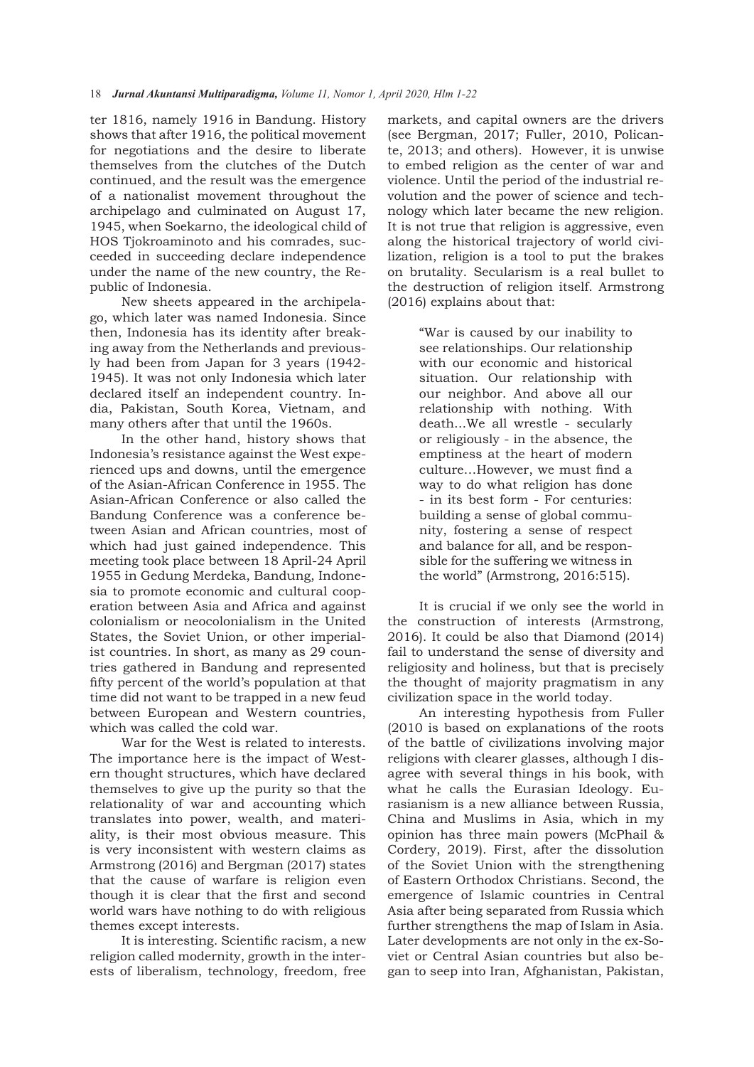ter 1816, namely 1916 in Bandung. History shows that after 1916, the political movement for negotiations and the desire to liberate themselves from the clutches of the Dutch continued, and the result was the emergence of a nationalist movement throughout the archipelago and culminated on August 17, 1945, when Soekarno, the ideological child of HOS Tjokroaminoto and his comrades, succeeded in succeeding declare independence under the name of the new country, the Republic of Indonesia.

New sheets appeared in the archipelago, which later was named Indonesia. Since then, Indonesia has its identity after breaking away from the Netherlands and previously had been from Japan for 3 years (1942-1945). It was not only Indonesia which later declared itself an independent country. India, Pakistan, South Korea, Vietnam, and many others after that until the 1960s.

In the other hand, history shows that Indonesia's resistance against the West experienced ups and downs, until the emergence of the Asian-African Conference in 1955. The Asian-African Conference or also called the Bandung Conference was a conference between Asian and African countries, most of which had just gained independence. This meeting took place between 18 April-24 April 1955 in Gedung Merdeka, Bandung, Indonesia to promote economic and cultural cooperation between Asia and Africa and against colonialism or neocolonialism in the United States, the Soviet Union, or other imperialist countries. In short, as many as 29 countries gathered in Bandung and represented fifty percent of the world's population at that time did not want to be trapped in a new feud between European and Western countries, which was called the cold war.

War for the West is related to interests. The importance here is the impact of Western thought structures, which have declared themselves to give up the purity so that the relationality of war and accounting which translates into power, wealth, and materiality, is their most obvious measure. This is very inconsistent with western claims as Armstrong (2016) and Bergman (2017) states that the cause of warfare is religion even though it is clear that the first and second world wars have nothing to do with religious themes except interests.

It is interesting. Scientific racism, a new religion called modernity, growth in the interests of liberalism, technology, freedom, free markets, and capital owners are the drivers (see Bergman, 2017; Fuller, 2010, Policante, 2013; and others). However, it is unwise to embed religion as the center of war and violence. Until the period of the industrial revolution and the power of science and technology which later became the new religion. It is not true that religion is aggressive, even along the historical trajectory of world civilization, religion is a tool to put the brakes on brutality. Secularism is a real bullet to the destruction of religion itself. Armstrong (2016) explains about that:

> "War is caused by our inability to see relationships. Our relationship with our economic and historical situation. Our relationship with our neighbor. And above all our relationship with nothing. With death...We all wrestle - secularly or religiously - in the absence, the emptiness at the heart of modern culture...However, we must find a way to do what religion has done - in its best form - For centuries: building a sense of global community, fostering a sense of respect and balance for all, and be responsible for the suffering we witness in the world" (Armstrong, 2016:515).

It is crucial if we only see the world in the construction of interests (Armstrong, 2016). It could be also that Diamond (2014) fail to understand the sense of diversity and religiosity and holiness, but that is precisely the thought of majority pragmatism in any civilization space in the world today.

An interesting hypothesis from Fuller (2010 is based on explanations of the roots of the battle of civilizations involving major religions with clearer glasses, although I disagree with several things in his book, with what he calls the Eurasian Ideology. Eurasianism is a new alliance between Russia, China and Muslims in Asia, which in my opinion has three main powers (McPhail & Cordery, 2019). First, after the dissolution of the Soviet Union with the strengthening of Eastern Orthodox Christians. Second, the emergence of Islamic countries in Central Asia after being separated from Russia which further strengthens the map of Islam in Asia. Later developments are not only in the ex-Soviet or Central Asian countries but also began to seep into Iran, Afghanistan, Pakistan,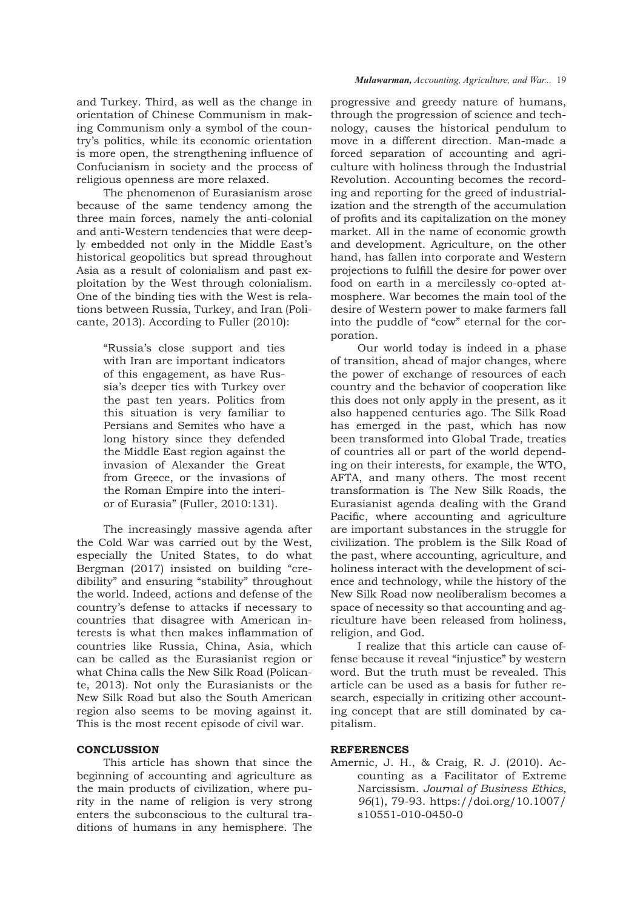and Turkey. Third, as well as the change in orientation of Chinese Communism in making Communism only a symbol of the country's politics, while its economic orientation is more open, the strengthening influence of Confucianism in society and the process of religious openness are more relaxed.

The phenomenon of Eurasianism arose because of the same tendency among the three main forces, namely the anti-colonial and anti-Western tendencies that were deeply embedded not only in the Middle East's historical geopolitics but spread throughout Asia as a result of colonialism and past exploitation by the West through colonialism. One of the binding ties with the West is relations between Russia, Turkey, and Iran (Policante, 2013). According to Fuller (2010):

> "Russia's close support and ties with Iran are important indicators of this engagement, as have Russia's deeper ties with Turkey over the past ten years. Politics from this situation is very familiar to Persians and Semites who have a long history since they defended the Middle East region against the invasion of Alexander the Great from Greece, or the invasions of the Roman Empire into the interior of Eurasia" (Fuller, 2010:131).

The increasingly massive agenda after the Cold War was carried out by the West, especially the United States, to do what Bergman (2017) insisted on building "credibility" and ensuring "stability" throughout the world. Indeed, actions and defense of the country's defense to attacks if necessary to countries that disagree with American interests is what then makes inflammation of countries like Russia, China, Asia, which can be called as the Eurasianist region or what China calls the New Silk Road (Policante, 2013). Not only the Eurasianists or the New Silk Road but also the South American region also seems to be moving against it. This is the most recent episode of civil war.

## CONCLUSSION

This article has shown that since the beginning of accounting and agriculture as the main products of civilization, where purity in the name of religion is very strong enters the subconscious to the cultural traditions of humans in any hemisphere. The progressive and greedy nature of humans, through the progression of science and technology, causes the historical pendulum to move in a different direction. Man-made a forced separation of accounting and agriculture with holiness through the Industrial Revolution. Accounting becomes the recording and reporting for the greed of industrialization and the strength of the accumulation of profits and its capitalization on the money market. All in the name of economic growth and development. Agriculture, on the other hand, has fallen into corporate and Western projections to fulfill the desire for power over food on earth in a mercilessly co-opted atmosphere. War becomes the main tool of the desire of Western power to make farmers fall into the puddle of "cow" eternal for the corporation.

Our world today is indeed in a phase of transition, ahead of major changes, where the power of exchange of resources of each country and the behavior of cooperation like this does not only apply in the present, as it also happened centuries ago. The Silk Road has emerged in the past, which has now been transformed into Global Trade, treaties of countries all or part of the world depending on their interests, for example, the WTO, AFTA, and many others. The most recent transformation is The New Silk Roads, the Eurasianist agenda dealing with the Grand Pacific, where accounting and agriculture are important substances in the struggle for civilization. The problem is the Silk Road of the past, where accounting, agriculture, and holiness interact with the development of science and technology, while the history of the New Silk Road now neoliberalism becomes a space of necessity so that accounting and agriculture have been released from holiness, religion, and God.

I realize that this article can cause offense because it reveal "injustice" by western word. But the truth must be revealed. This article can be used as a basis for futher research, especially in critizing other accounting concept that are still dominated by capitalism.

## REFERENCES

Amernic, J. H., & Craig, R. J. (2010). Accounting as a Facilitator of Extreme Narcissism. *Journal of Business Ethics, 96*(1), 79-93. https://doi.org/10.1007/s10551-010-0450-0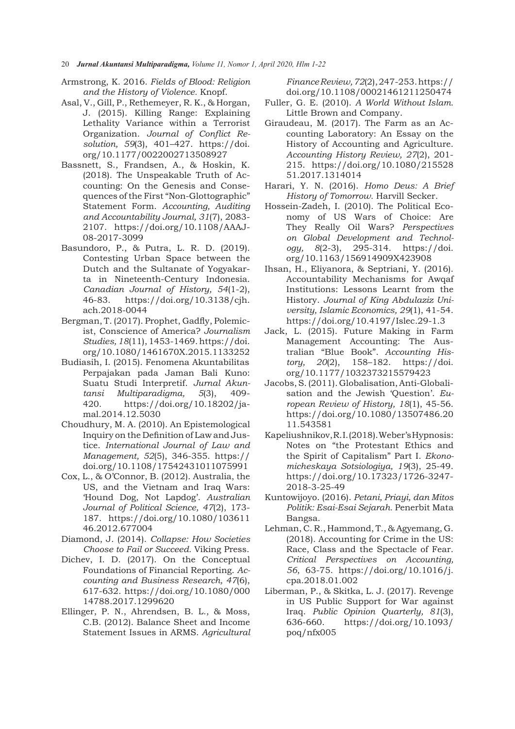Armstrong, K. 2016. *Fields of Blood: Religion and the History of Violence.* Knopf.

Asal, V., Gill, P., Rethemeyer, R. K., & Horgan, J. (2015). Killing Range: Explaining Lethality Variance within a Terrorist Organization. *Journal of Conflict Resolution, 59*(3), 401–427. https://doi.org/10.1177/0022002713508927

Bassnett, S., Frandsen, A., & Hoskin, K. (2018). The Unspeakable Truth of Accounting: On the Genesis and Consequences of the First "Non-Glottographic" Statement Form. *Accounting, Auditing and Accountability Journal, 31*(7), 2083-2107. https://doi.org/10.1108/AAAJ-08-2017-3099

Basundoro, P., & Putra, L. R. D. (2019). Contesting Urban Space between the Dutch and the Sultanate of Yogyakarta in Nineteenth-Century Indonesia. *Canadian Journal of History, 54*(1-2), 46-83. https://doi.org/10.3138/cjh.ach.2018-0044

Bergman, T. (2017). Prophet, Gadfly, Polemicist, Conscience of America? *Journalism Studies, 18*(11), 1453-1469. https://doi.org/10.1080/1461670X.2015.1133252

Budiasih, I. (2015). Fenomena Akuntabilitas Perpajakan pada Jaman Bali Kuno: Suatu Studi Interpretif. *Jurnal Akuntansi Multiparadigma, 5*(3), 409-420. https://doi.org/10.18202/jamal.2014.12.5030

Choudhury, M. A. (2010). An Epistemological Inquiry on the Definition of Law and Justice. *International Journal of Law and Management, 52*(5), 346-355. https://doi.org/10.1108/17542431011075991

Cox, L., & O'Connor, B. (2012). Australia, the US, and the Vietnam and Iraq Wars: 'Hound Dog, Not Lapdog'. *Australian Journal of Political Science, 47*(2), 173-187. https://doi.org/10.1080/10361146.2012.677004

Diamond, J. (2014). *Collapse: How Societies Choose to Fail or Succeed.* Viking Press.

Dichev, I. D. (2017). On the Conceptual Foundations of Financial Reporting. *Accounting and Business Research, 47*(6), 617-632. https://doi.org/10.1080/00014788.2017.1299620

Ellinger, P. N., Ahrendsen, B. L., & Moss, C.B. (2012). Balance Sheet and Income Statement Issues in ARMS. *Agricultural Finance Review, 72*(2), 247-253. https://doi.org/10.1108/00021461211250474

Fuller, G. E. (2010). *A World Without Islam.* Little Brown and Company.

Giraudeau, M. (2017). The Farm as an Accounting Laboratory: An Essay on the History of Accounting and Agriculture. *Accounting History Review, 27*(2), 201-215. https://doi.org/10.1080/21552851.2017.1314014

Harari, Y. N. (2016). *Homo Deus: A Brief History of Tomorrow.* Harvill Secker.

Hossein-Zadeh, I. (2010). The Political Economy of US Wars of Choice: Are They Really Oil Wars? *Perspectives on Global Development and Technology, 8*(2-3), 295-314. https://doi.org/10.1163/156914909X423908

Ihsan, H., Eliyanora, & Septriani, Y. (2016). Accountability Mechanisms for Awqaf Institutions: Lessons Learnt from the History. *Journal of King Abdulaziz University, Islamic Economics, 29*(1), 41-54. https://doi.org/10.4197/Islec.29-1.3

Jack, L. (2015). Future Making in Farm Management Accounting: The Australian "Blue Book". *Accounting History, 20*(2), 158–182. https://doi.org/10.1177/1032373215579423

Jacobs, S. (2011). Globalisation, Anti-Globalisation and the Jewish 'Question'. *European Review of History, 18*(1), 45-56. https://doi.org/10.1080/13507486.2011.543581

Kapeliushnikov, R. I. (2018). Weber's Hypnosis: Notes on "the Protestant Ethics and the Spirit of Capitalism" Part I. *Ekonomicheskaya Sotsiologiya, 19*(3), 25-49. https://doi.org/10.17323/1726-3247-2018-3-25-49

Kuntowijoyo. (2016). *Petani, Priayi, dan Mitos Politik: Esai-Esai Sejarah.* Penerbit Mata Bangsa.

Lehman, C. R., Hammond, T., & Agyemang, G. (2018). Accounting for Crime in the US: Race, Class and the Spectacle of Fear. *Critical Perspectives on Accounting, 56*, 63-75. https://doi.org/10.1016/j.cpa.2018.01.002

Liberman, P., & Skitka, L. J. (2017). Revenge in US Public Support for War against Iraq. *Public Opinion Quarterly, 81*(3), 636-660. https://doi.org/10.1093/poq/nfx005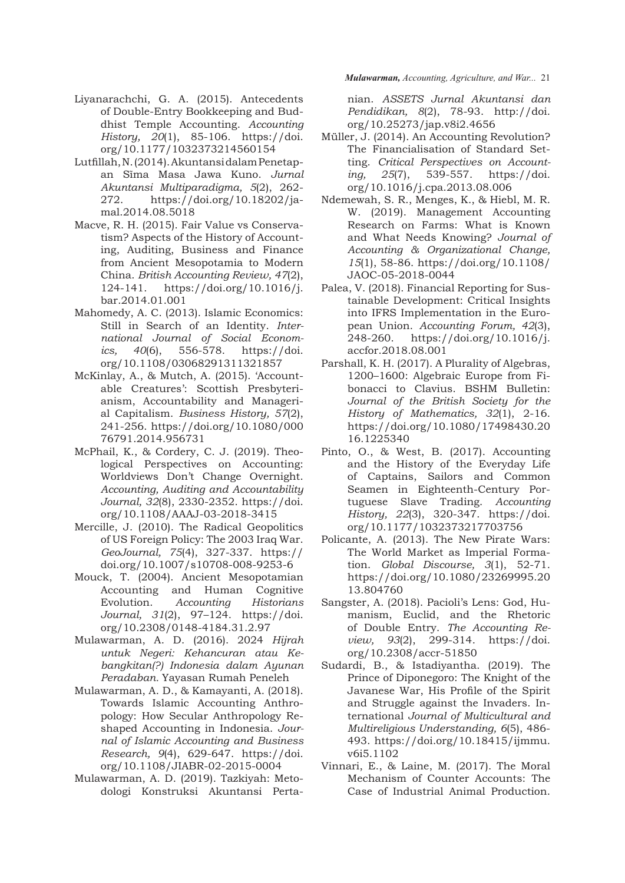Liyanarachchi, G. A. (2015). Antecedents of Double-Entry Bookkeeping and Buddhist Temple Accounting. *Accounting History, 20*(1), 85-106. https://doi.org/10.1177/1032373214560154

Lutfillah, N. (2014). Akuntansi dalam Penetapan Sīma Masa Jawa Kuno. *Jurnal Akuntansi Multiparadigma, 5*(2), 262-272. https://doi.org/10.18202/jamal.2014.08.5018

Macve, R. H. (2015). Fair Value vs Conservatism? Aspects of the History of Accounting, Auditing, Business and Finance from Ancient Mesopotamia to Modern China. *British Accounting Review, 47*(2), 124-141. https://doi.org/10.1016/j.bar.2014.01.001

Mahomedy, A. C. (2013). Islamic Economics: Still in Search of an Identity. *International Journal of Social Economics, 40*(6), 556-578. https://doi.org/10.1108/03068291311321857

McKinlay, A., & Mutch, A. (2015). 'Accountable Creatures': Scottish Presbyterianism, Accountability and Managerial Capitalism. *Business History, 57*(2), 241-256. https://doi.org/10.1080/00076791.2014.956731

McPhail, K., & Cordery, C. J. (2019). Theological Perspectives on Accounting: Worldviews Don't Change Overnight. *Accounting, Auditing and Accountability Journal, 32*(8), 2330-2352. https://doi.org/10.1108/AAAJ-03-2018-3415

Mercille, J. (2010). The Radical Geopolitics of US Foreign Policy: The 2003 Iraq War. *GeoJournal, 75*(4), 327-337. https://doi.org/10.1007/s10708-008-9253-6

Mouck, T. (2004). Ancient Mesopotamian Accounting and Human Cognitive Evolution. *Accounting Historians Journal, 31*(2), 97–124. https://doi.org/10.2308/0148-4184.31.2.97

Mulawarman, A. D. (2016). 2024 *Hijrah untuk Negeri: Kehancuran atau Kebangkitan(?) Indonesia dalam Ayunan Peradaban.* Yayasan Rumah Peneleh

Mulawarman, A. D., & Kamayanti, A. (2018). Towards Islamic Accounting Anthropology: How Secular Anthropology Reshaped Accounting in Indonesia. *Journal of Islamic Accounting and Business Research, 9*(4), 629-647. https://doi.org/10.1108/JIABR-02-2015-0004

Mulawarman, A. D. (2019). Tazkiyah: Metodologi Konstruksi Akuntansi Pertanian. *ASSETS Jurnal Akuntansi dan Pendidikan, 8*(2), 78-93. http://doi.org/10.25273/jap.v8i2.4656

Müller, J. (2014). An Accounting Revolution? The Financialisation of Standard Setting. *Critical Perspectives on Accounting, 25*(7), 539-557. https://doi.org/10.1016/j.cpa.2013.08.006

Ndemewah, S. R., Menges, K., & Hiebl, M. R. W. (2019). Management Accounting Research on Farms: What is Known and What Needs Knowing? *Journal of Accounting & Organizational Change, 15*(1), 58-86. https://doi.org/10.1108/JAOC-05-2018-0044

Palea, V. (2018). Financial Reporting for Sustainable Development: Critical Insights into IFRS Implementation in the European Union. *Accounting Forum, 42*(3), 248-260. https://doi.org/10.1016/j.accfor.2018.08.001

Parshall, K. H. (2017). A Plurality of Algebras, 1200–1600: Algebraic Europe from Fibonacci to Clavius. BSHM Bulletin: *Journal of the British Society for the History of Mathematics, 32*(1), 2-16. https://doi.org/10.1080/17498430.2016.1225340

Pinto, O., & West, B. (2017). Accounting and the History of the Everyday Life of Captains, Sailors and Common Seamen in Eighteenth-Century Portuguese Slave Trading. *Accounting History, 22*(3), 320-347. https://doi.org/10.1177/1032373217703756

Policante, A. (2013). The New Pirate Wars: The World Market as Imperial Formation. *Global Discourse, 3*(1), 52-71. https://doi.org/10.1080/23269995.2013.804760

Sangster, A. (2018). Pacioli's Lens: God, Humanism, Euclid, and the Rhetoric of Double Entry. *The Accounting Review, 93*(2), 299-314. https://doi.org/10.2308/accr-51850

Sudardi, B., & Istadiyantha. (2019). The Prince of Diponegoro: The Knight of the Javanese War, His Profile of the Spirit and Struggle against the Invaders. International *Journal of Multicultural and Multireligious Understanding, 6*(5), 486-493. https://doi.org/10.18415/ijmmu.v6i5.1102

Vinnari, E., & Laine, M. (2017). The Moral Mechanism of Counter Accounts: The Case of Industrial Animal Production.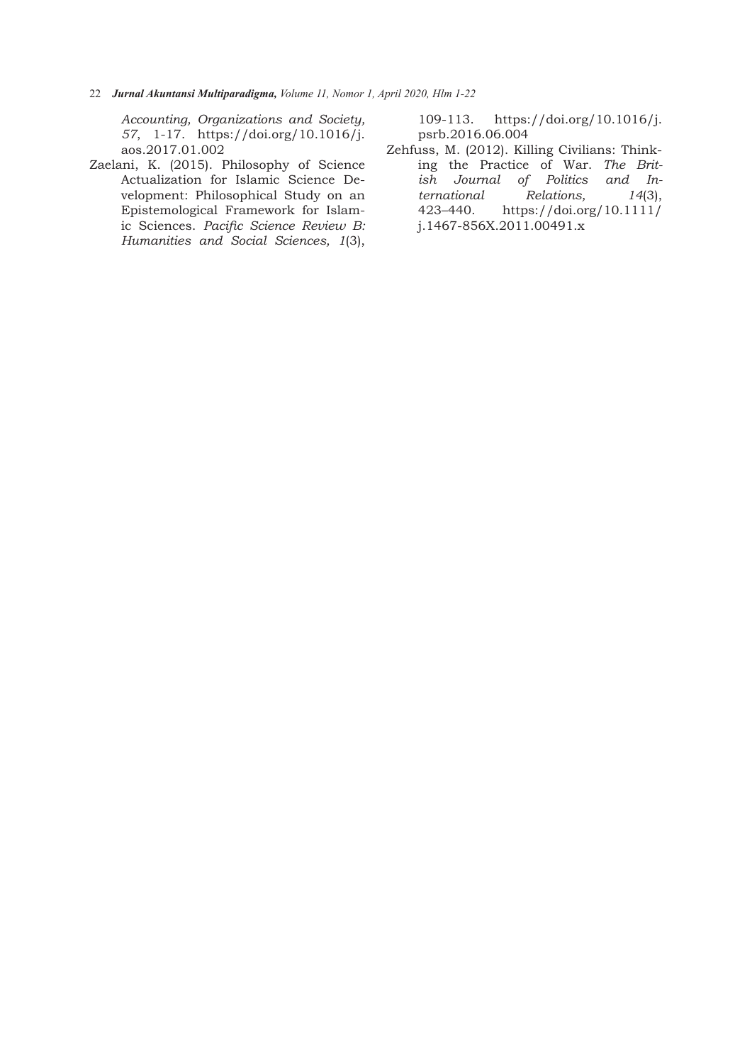*Accounting, Organizations and Society, 57*, 1-17. https://doi.org/10.1016/j.aos.2017.01.002

Zaelani, K. (2015). Philosophy of Science Actualization for Islamic Science Development: Philosophical Study on an Epistemological Framework for Islamic Sciences. *Pacific Science Review B: Humanities and Social Sciences, 1*(3), 109-113. https://doi.org/10.1016/j.psrb.2016.06.004

Zehfuss, M. (2012). Killing Civilians: Thinking the Practice of War. *The British Journal of Politics and International Relations, 14*(3), 423–440. https://doi.org/10.1111/j.1467-856X.2011.00491.x